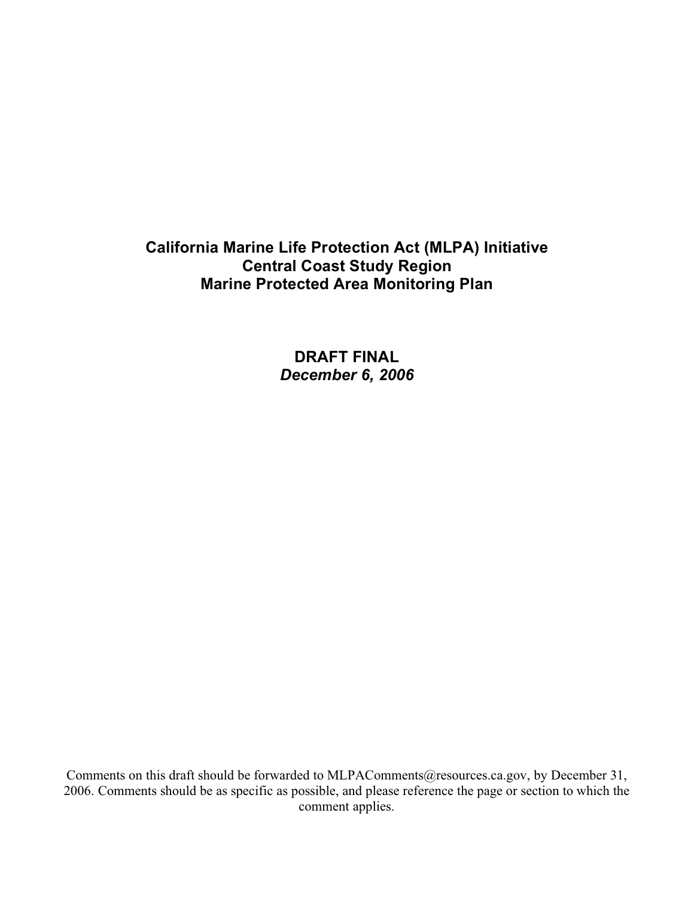# California Marine Life Protection Act (MLPA) Initiative
# Central Coast Study Region
# Marine Protected Area Monitoring Plan

**DRAFT FINAL**

***December 6, 2006***

Comments on this draft should be forwarded to MLPAComments@resources.ca.gov, by December 31, 2006. Comments should be as specific as possible, and please reference the page or section to which the comment applies.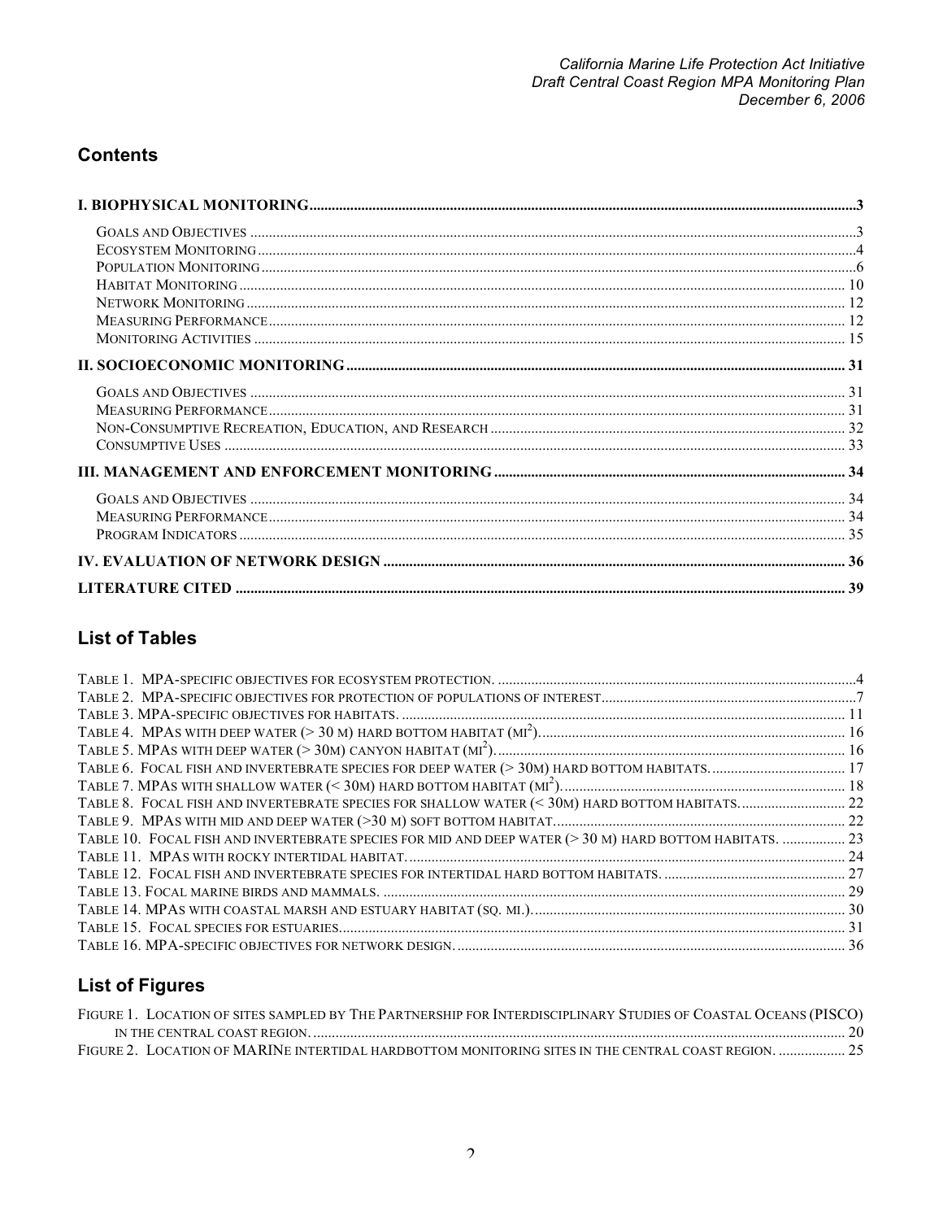## Contents

- **I. BIOPHYSICAL MONITORING** ..... 3
  - Goals and Objectives ..... 3
  - Ecosystem Monitoring ..... 4
  - Population Monitoring ..... 6
  - Habitat Monitoring ..... 10
  - Network Monitoring ..... 12
  - Measuring Performance ..... 12
  - Monitoring Activities ..... 15
- **II. SOCIOECONOMIC MONITORING** ..... 31
  - Goals and Objectives ..... 31
  - Measuring Performance ..... 31
  - Non-Consumptive Recreation, Education, and Research ..... 32
  - Consumptive Uses ..... 33
- **III. MANAGEMENT AND ENFORCEMENT MONITORING** ..... 34
  - Goals and Objectives ..... 34
  - Measuring Performance ..... 34
  - Program Indicators ..... 35
- **IV. EVALUATION OF NETWORK DESIGN** ..... 36
- **LITERATURE CITED** ..... 39

## List of Tables

- Table 1. MPA-specific objectives for ecosystem protection. ..... 4
- Table 2. MPA-specific objectives for protection of populations of interest ..... 7
- Table 3. MPA-specific objectives for habitats. ..... 11
- Table 4. MPAs with deep water (> 30 m) hard bottom habitat ($mi^2$). ..... 16
- Table 5. MPAs with deep water (> 30m) canyon habitat ($mi^2$). ..... 16
- Table 6. Focal fish and invertebrate species for deep water (> 30m) hard bottom habitats. ..... 17
- Table 7. MPAs with shallow water (< 30m) hard bottom habitat ($mi^2$). ..... 18
- Table 8. Focal fish and invertebrate species for shallow water (< 30m) hard bottom habitats. ..... 22
- Table 9. MPAs with mid and deep water (>30 m) soft bottom habitat. ..... 22
- Table 10. Focal fish and invertebrate species for mid and deep water (> 30 m) hard bottom habitats. ..... 23
- Table 11. MPAs with rocky intertidal habitat. ..... 24
- Table 12. Focal fish and invertebrate species for intertidal hard bottom habitats. ..... 27
- Table 13. Focal marine birds and mammals. ..... 29
- Table 14. MPAs with coastal marsh and estuary habitat (sq. mi.). ..... 30
- Table 15. Focal species for estuaries. ..... 31
- Table 16. MPA-specific objectives for network design. ..... 36

## List of Figures

- Figure 1. Location of sites sampled by The Partnership for Interdisciplinary Studies of Coastal Oceans (PISCO) in the central coast region. ..... 20
- Figure 2. Location of MARINe intertidal hardbottom monitoring sites in the central coast region. ..... 25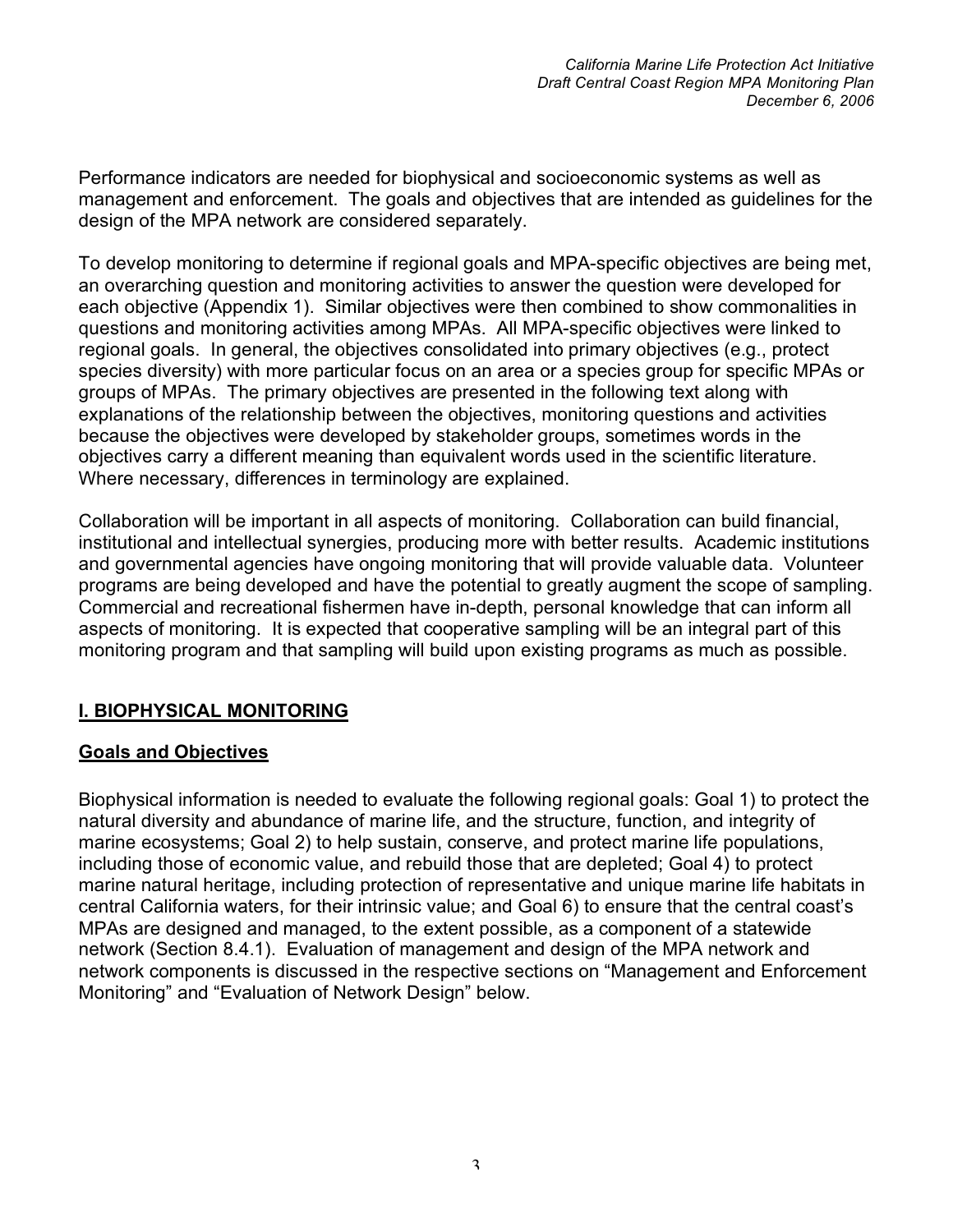Performance indicators are needed for biophysical and socioeconomic systems as well as management and enforcement. The goals and objectives that are intended as guidelines for the design of the MPA network are considered separately.

To develop monitoring to determine if regional goals and MPA-specific objectives are being met, an overarching question and monitoring activities to answer the question were developed for each objective (Appendix 1). Similar objectives were then combined to show commonalities in questions and monitoring activities among MPAs. All MPA-specific objectives were linked to regional goals. In general, the objectives consolidated into primary objectives (e.g., protect species diversity) with more particular focus on an area or a species group for specific MPAs or groups of MPAs. The primary objectives are presented in the following text along with explanations of the relationship between the objectives, monitoring questions and activities because the objectives were developed by stakeholder groups, sometimes words in the objectives carry a different meaning than equivalent words used in the scientific literature. Where necessary, differences in terminology are explained.

Collaboration will be important in all aspects of monitoring. Collaboration can build financial, institutional and intellectual synergies, producing more with better results. Academic institutions and governmental agencies have ongoing monitoring that will provide valuable data. Volunteer programs are being developed and have the potential to greatly augment the scope of sampling. Commercial and recreational fishermen have in-depth, personal knowledge that can inform all aspects of monitoring. It is expected that cooperative sampling will be an integral part of this monitoring program and that sampling will build upon existing programs as much as possible.

## I. BIOPHYSICAL MONITORING

### Goals and Objectives

Biophysical information is needed to evaluate the following regional goals: Goal 1) to protect the natural diversity and abundance of marine life, and the structure, function, and integrity of marine ecosystems; Goal 2) to help sustain, conserve, and protect marine life populations, including those of economic value, and rebuild those that are depleted; Goal 4) to protect marine natural heritage, including protection of representative and unique marine life habitats in central California waters, for their intrinsic value; and Goal 6) to ensure that the central coast's MPAs are designed and managed, to the extent possible, as a component of a statewide network (Section 8.4.1). Evaluation of management and design of the MPA network and network components is discussed in the respective sections on "Management and Enforcement Monitoring" and "Evaluation of Network Design" below.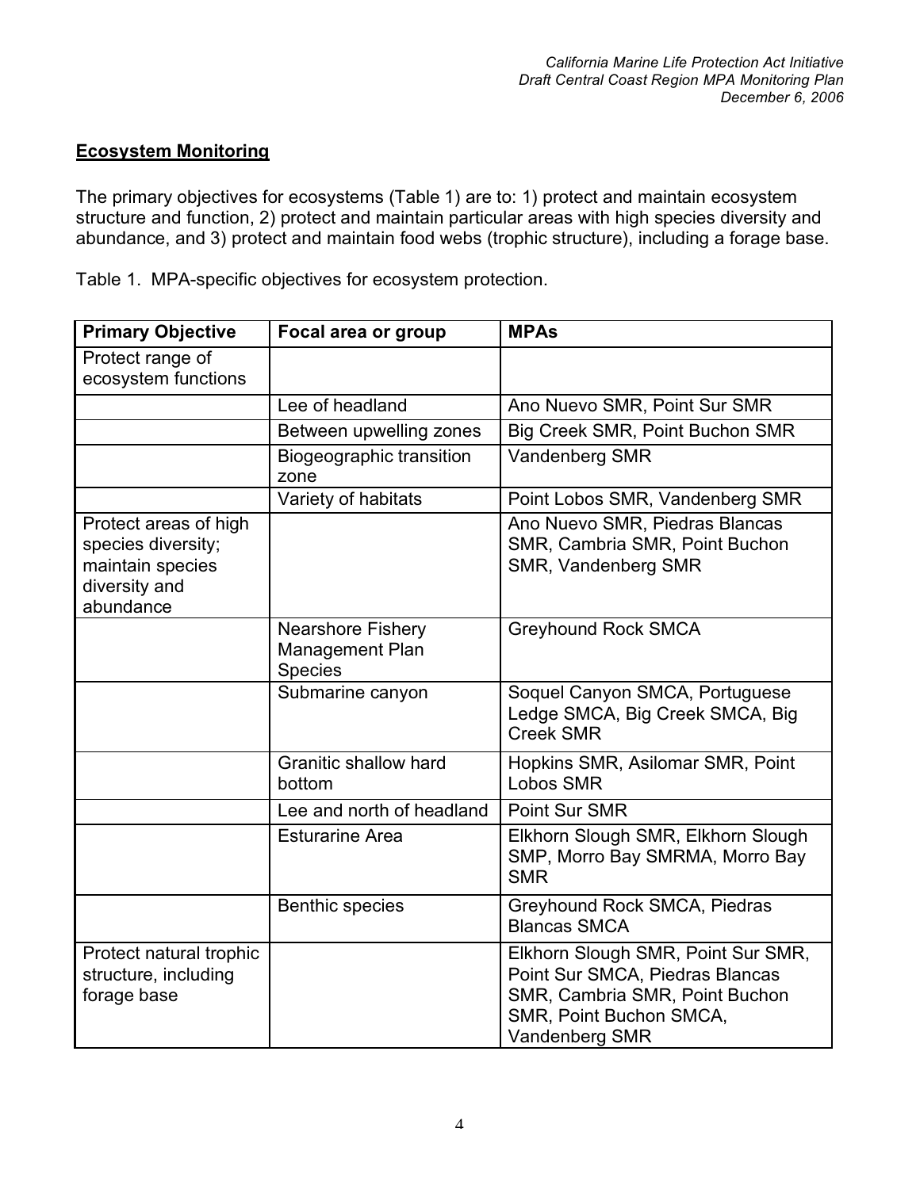**Ecosystem Monitoring**

The primary objectives for ecosystems (Table 1) are to: 1) protect and maintain ecosystem structure and function, 2) protect and maintain particular areas with high species diversity and abundance, and 3) protect and maintain food webs (trophic structure), including a forage base.

Table 1. MPA-specific objectives for ecosystem protection.

| Primary Objective | Focal area or group | MPAs |
| --- | --- | --- |
| Protect range of ecosystem functions | | |
| | Lee of headland | Ano Nuevo SMR, Point Sur SMR |
| | Between upwelling zones | Big Creek SMR, Point Buchon SMR |
| | Biogeographic transition zone | Vandenberg SMR |
| | Variety of habitats | Point Lobos SMR, Vandenberg SMR |
| Protect areas of high species diversity; maintain species diversity and abundance | | Ano Nuevo SMR, Piedras Blancas SMR, Cambria SMR, Point Buchon SMR, Vandenberg SMR |
| | Nearshore Fishery Management Plan Species | Greyhound Rock SMCA |
| | Submarine canyon | Soquel Canyon SMCA, Portuguese Ledge SMCA, Big Creek SMCA, Big Creek SMR |
| | Granitic shallow hard bottom | Hopkins SMR, Asilomar SMR, Point Lobos SMR |
| | Lee and north of headland | Point Sur SMR |
| | Esturarine Area | Elkhorn Slough SMR, Elkhorn Slough SMP, Morro Bay SMRMA, Morro Bay SMR |
| | Benthic species | Greyhound Rock SMCA, Piedras Blancas SMCA |
| Protect natural trophic structure, including forage base | | Elkhorn Slough SMR, Point Sur SMR, Point Sur SMCA, Piedras Blancas SMR, Cambria SMR, Point Buchon SMR, Point Buchon SMCA, Vandenberg SMR |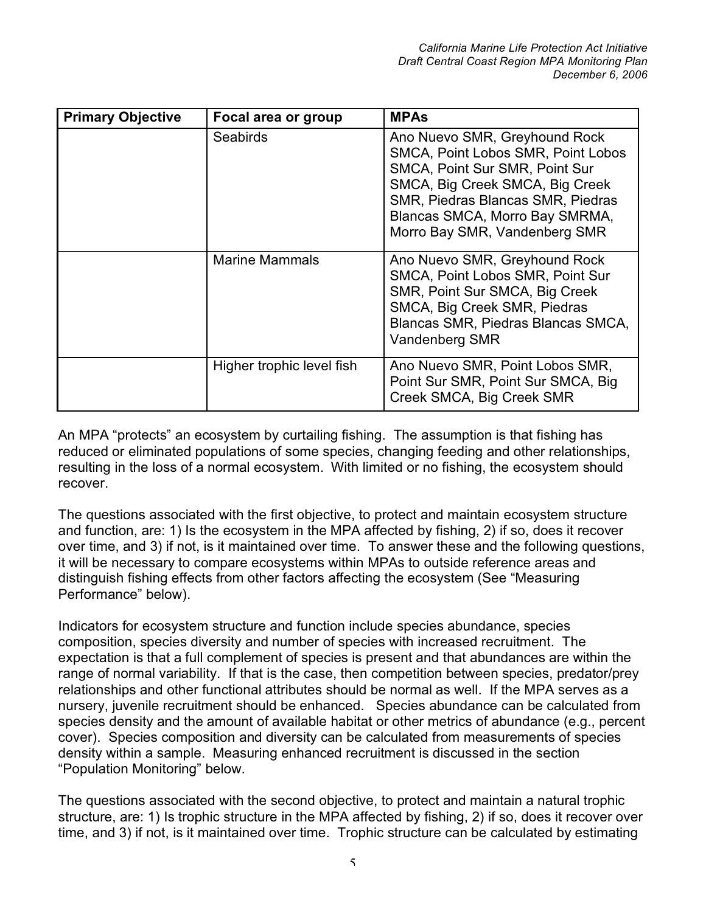| Primary Objective | Focal area or group | MPAs |
|---|---|---|
| | Seabirds | Ano Nuevo SMR, Greyhound Rock SMCA, Point Lobos SMR, Point Lobos SMCA, Point Sur SMR, Point Sur SMCA, Big Creek SMCA, Big Creek SMR, Piedras Blancas SMR, Piedras Blancas SMCA, Morro Bay SMRMA, Morro Bay SMR, Vandenberg SMR |
| | Marine Mammals | Ano Nuevo SMR, Greyhound Rock SMCA, Point Lobos SMR, Point Sur SMR, Point Sur SMCA, Big Creek SMCA, Big Creek SMR, Piedras Blancas SMR, Piedras Blancas SMCA, Vandenberg SMR |
| | Higher trophic level fish | Ano Nuevo SMR, Point Lobos SMR, Point Sur SMR, Point Sur SMCA, Big Creek SMCA, Big Creek SMR |

An MPA "protects" an ecosystem by curtailing fishing. The assumption is that fishing has reduced or eliminated populations of some species, changing feeding and other relationships, resulting in the loss of a normal ecosystem. With limited or no fishing, the ecosystem should recover.

The questions associated with the first objective, to protect and maintain ecosystem structure and function, are: 1) Is the ecosystem in the MPA affected by fishing, 2) if so, does it recover over time, and 3) if not, is it maintained over time. To answer these and the following questions, it will be necessary to compare ecosystems within MPAs to outside reference areas and distinguish fishing effects from other factors affecting the ecosystem (See "Measuring Performance" below).

Indicators for ecosystem structure and function include species abundance, species composition, species diversity and number of species with increased recruitment. The expectation is that a full complement of species is present and that abundances are within the range of normal variability. If that is the case, then competition between species, predator/prey relationships and other functional attributes should be normal as well. If the MPA serves as a nursery, juvenile recruitment should be enhanced. Species abundance can be calculated from species density and the amount of available habitat or other metrics of abundance (e.g., percent cover). Species composition and diversity can be calculated from measurements of species density within a sample. Measuring enhanced recruitment is discussed in the section "Population Monitoring" below.

The questions associated with the second objective, to protect and maintain a natural trophic structure, are: 1) Is trophic structure in the MPA affected by fishing, 2) if so, does it recover over time, and 3) if not, is it maintained over time. Trophic structure can be calculated by estimating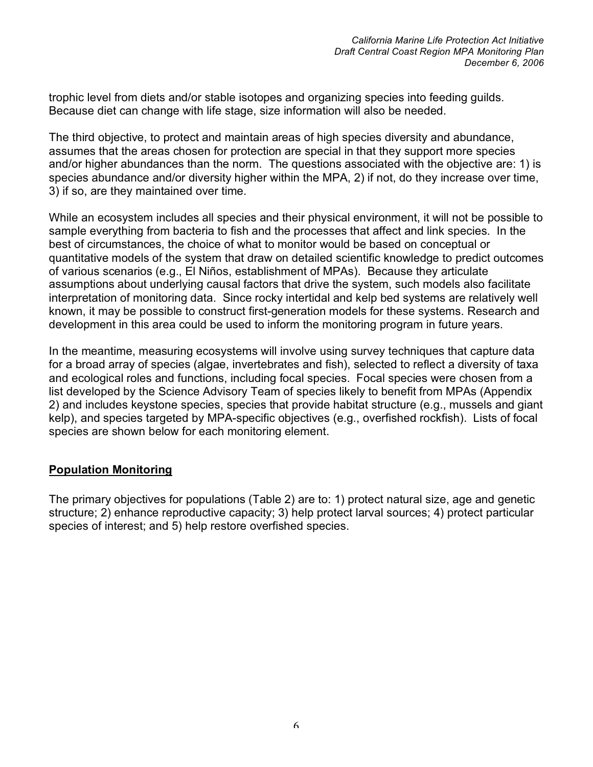trophic level from diets and/or stable isotopes and organizing species into feeding guilds. Because diet can change with life stage, size information will also be needed.

The third objective, to protect and maintain areas of high species diversity and abundance, assumes that the areas chosen for protection are special in that they support more species and/or higher abundances than the norm. The questions associated with the objective are: 1) is species abundance and/or diversity higher within the MPA, 2) if not, do they increase over time, 3) if so, are they maintained over time.

While an ecosystem includes all species and their physical environment, it will not be possible to sample everything from bacteria to fish and the processes that affect and link species. In the best of circumstances, the choice of what to monitor would be based on conceptual or quantitative models of the system that draw on detailed scientific knowledge to predict outcomes of various scenarios (e.g., El Niños, establishment of MPAs). Because they articulate assumptions about underlying causal factors that drive the system, such models also facilitate interpretation of monitoring data. Since rocky intertidal and kelp bed systems are relatively well known, it may be possible to construct first-generation models for these systems. Research and development in this area could be used to inform the monitoring program in future years.

In the meantime, measuring ecosystems will involve using survey techniques that capture data for a broad array of species (algae, invertebrates and fish), selected to reflect a diversity of taxa and ecological roles and functions, including focal species. Focal species were chosen from a list developed by the Science Advisory Team of species likely to benefit from MPAs (Appendix 2) and includes keystone species, species that provide habitat structure (e.g., mussels and giant kelp), and species targeted by MPA-specific objectives (e.g., overfished rockfish). Lists of focal species are shown below for each monitoring element.

## Population Monitoring

The primary objectives for populations (Table 2) are to: 1) protect natural size, age and genetic structure; 2) enhance reproductive capacity; 3) help protect larval sources; 4) protect particular species of interest; and 5) help restore overfished species.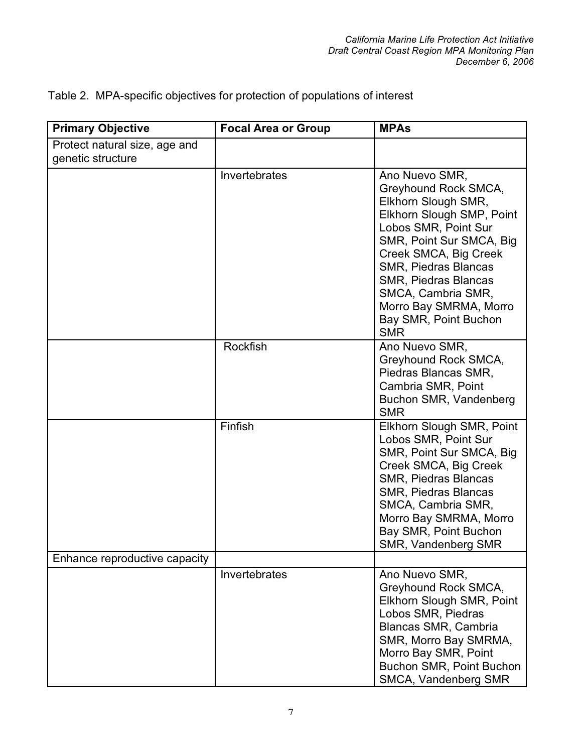Table 2. MPA-specific objectives for protection of populations of interest

| Primary Objective | Focal Area or Group | MPAs |
|---|---|---|
| Protect natural size, age and genetic structure | | |
| | Invertebrates | Ano Nuevo SMR, Greyhound Rock SMCA, Elkhorn Slough SMR, Elkhorn Slough SMP, Point Lobos SMR, Point Sur SMR, Point Sur SMCA, Big Creek SMCA, Big Creek SMR, Piedras Blancas SMR, Piedras Blancas SMCA, Cambria SMR, Morro Bay SMRMA, Morro Bay SMR, Point Buchon SMR |
| | Rockfish | Ano Nuevo SMR, Greyhound Rock SMCA, Piedras Blancas SMR, Cambria SMR, Point Buchon SMR, Vandenberg SMR |
| | Finfish | Elkhorn Slough SMR, Point Lobos SMR, Point Sur SMR, Point Sur SMCA, Big Creek SMCA, Big Creek SMR, Piedras Blancas SMR, Piedras Blancas SMCA, Cambria SMR, Morro Bay SMRMA, Morro Bay SMR, Point Buchon SMR, Vandenberg SMR |
| Enhance reproductive capacity | | |
| | Invertebrates | Ano Nuevo SMR, Greyhound Rock SMCA, Elkhorn Slough SMR, Point Lobos SMR, Piedras Blancas SMR, Cambria SMR, Morro Bay SMRMA, Morro Bay SMR, Point Buchon SMR, Point Buchon SMCA, Vandenberg SMR |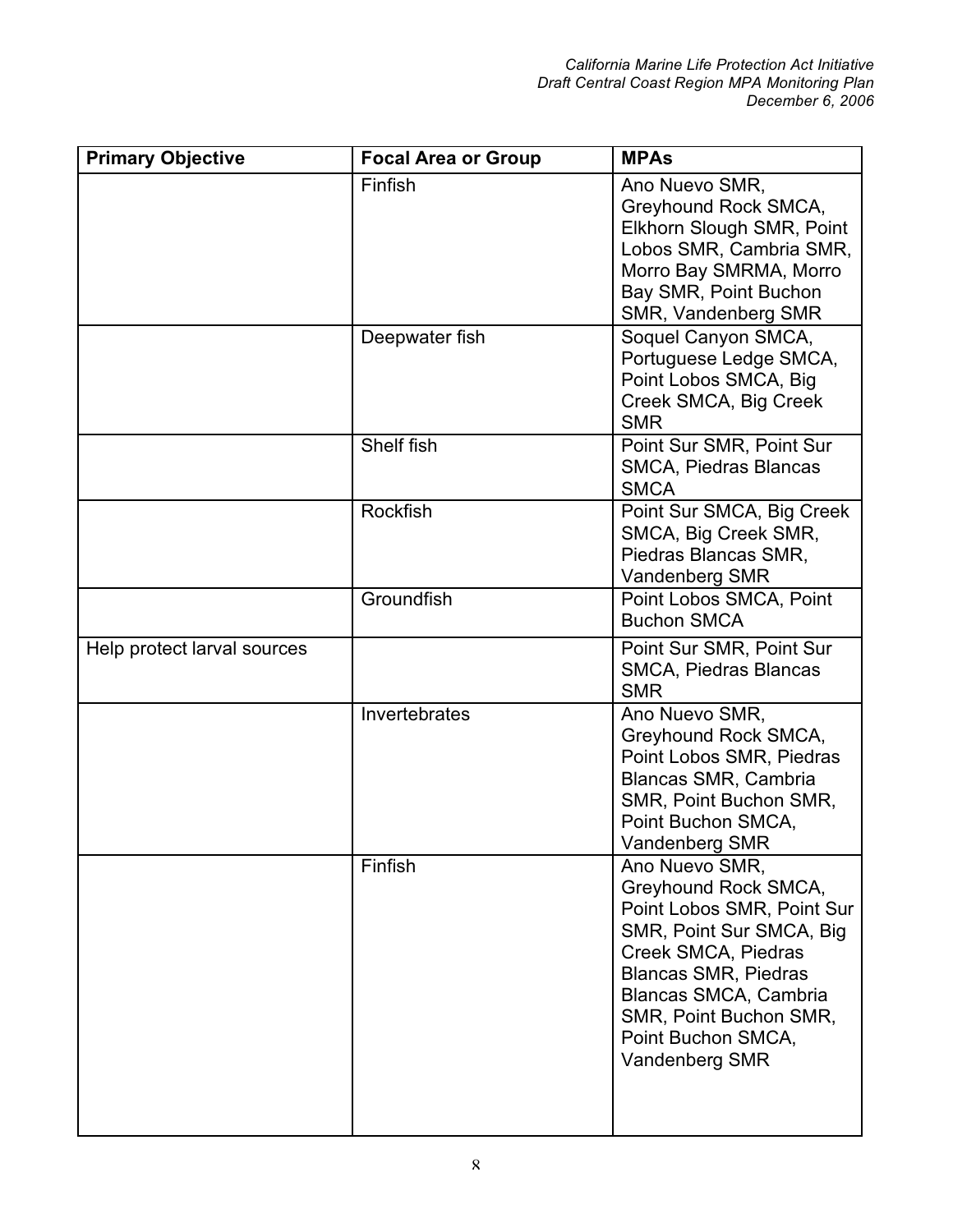| Primary Objective | Focal Area or Group | MPAs |
| --- | --- | --- |
| | Finfish | Ano Nuevo SMR, Greyhound Rock SMCA, Elkhorn Slough SMR, Point Lobos SMR, Cambria SMR, Morro Bay SMRMA, Morro Bay SMR, Point Buchon SMR, Vandenberg SMR |
| | Deepwater fish | Soquel Canyon SMCA, Portuguese Ledge SMCA, Point Lobos SMCA, Big Creek SMCA, Big Creek SMR |
| | Shelf fish | Point Sur SMR, Point Sur SMCA, Piedras Blancas SMCA |
| | Rockfish | Point Sur SMCA, Big Creek SMCA, Big Creek SMR, Piedras Blancas SMR, Vandenberg SMR |
| | Groundfish | Point Lobos SMCA, Point Buchon SMCA |
| Help protect larval sources | | Point Sur SMR, Point Sur SMCA, Piedras Blancas SMR |
| | Invertebrates | Ano Nuevo SMR, Greyhound Rock SMCA, Point Lobos SMR, Piedras Blancas SMR, Cambria SMR, Point Buchon SMR, Point Buchon SMCA, Vandenberg SMR |
| | Finfish | Ano Nuevo SMR, Greyhound Rock SMCA, Point Lobos SMR, Point Sur SMR, Point Sur SMCA, Big Creek SMCA, Piedras Blancas SMR, Piedras Blancas SMCA, Cambria SMR, Point Buchon SMR, Point Buchon SMCA, Vandenberg SMR |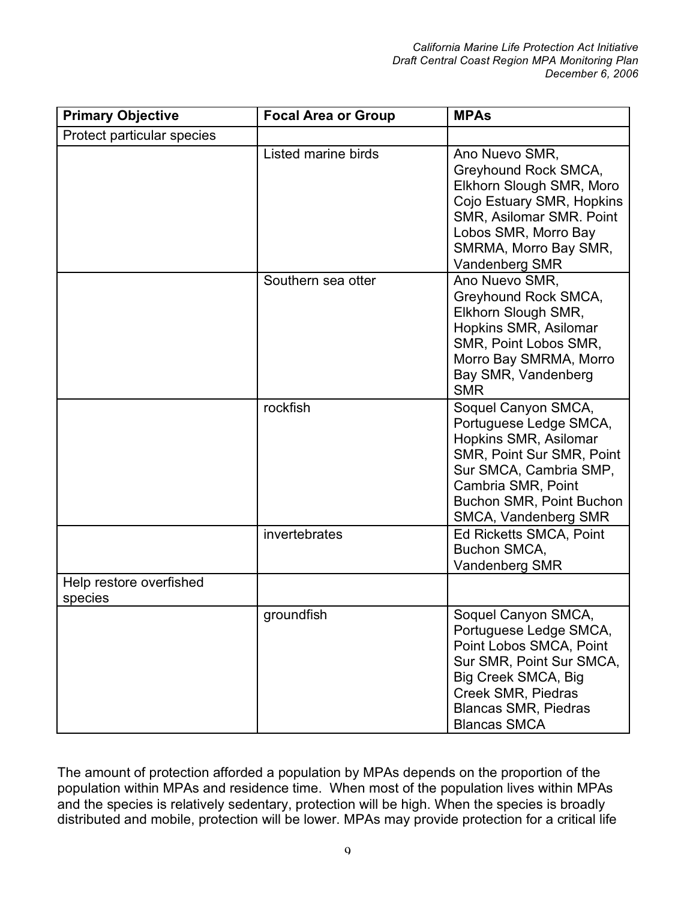| Primary Objective | Focal Area or Group | MPAs |
|---|---|---|
| Protect particular species | | |
| | Listed marine birds | Ano Nuevo SMR, Greyhound Rock SMCA, Elkhorn Slough SMR, Moro Cojo Estuary SMR, Hopkins SMR, Asilomar SMR. Point Lobos SMR, Morro Bay SMRMA, Morro Bay SMR, Vandenberg SMR |
| | Southern sea otter | Ano Nuevo SMR, Greyhound Rock SMCA, Elkhorn Slough SMR, Hopkins SMR, Asilomar SMR, Point Lobos SMR, Morro Bay SMRMA, Morro Bay SMR, Vandenberg SMR |
| | rockfish | Soquel Canyon SMCA, Portuguese Ledge SMCA, Hopkins SMR, Asilomar SMR, Point Sur SMR, Point Sur SMCA, Cambria SMP, Cambria SMR, Point Buchon SMR, Point Buchon SMCA, Vandenberg SMR |
| | invertebrates | Ed Ricketts SMCA, Point Buchon SMCA, Vandenberg SMR |
| Help restore overfished species | | |
| | groundfish | Soquel Canyon SMCA, Portuguese Ledge SMCA, Point Lobos SMCA, Point Sur SMR, Point Sur SMCA, Big Creek SMCA, Big Creek SMR, Piedras Blancas SMR, Piedras Blancas SMCA |

The amount of protection afforded a population by MPAs depends on the proportion of the population within MPAs and residence time. When most of the population lives within MPAs and the species is relatively sedentary, protection will be high. When the species is broadly distributed and mobile, protection will be lower. MPAs may provide protection for a critical life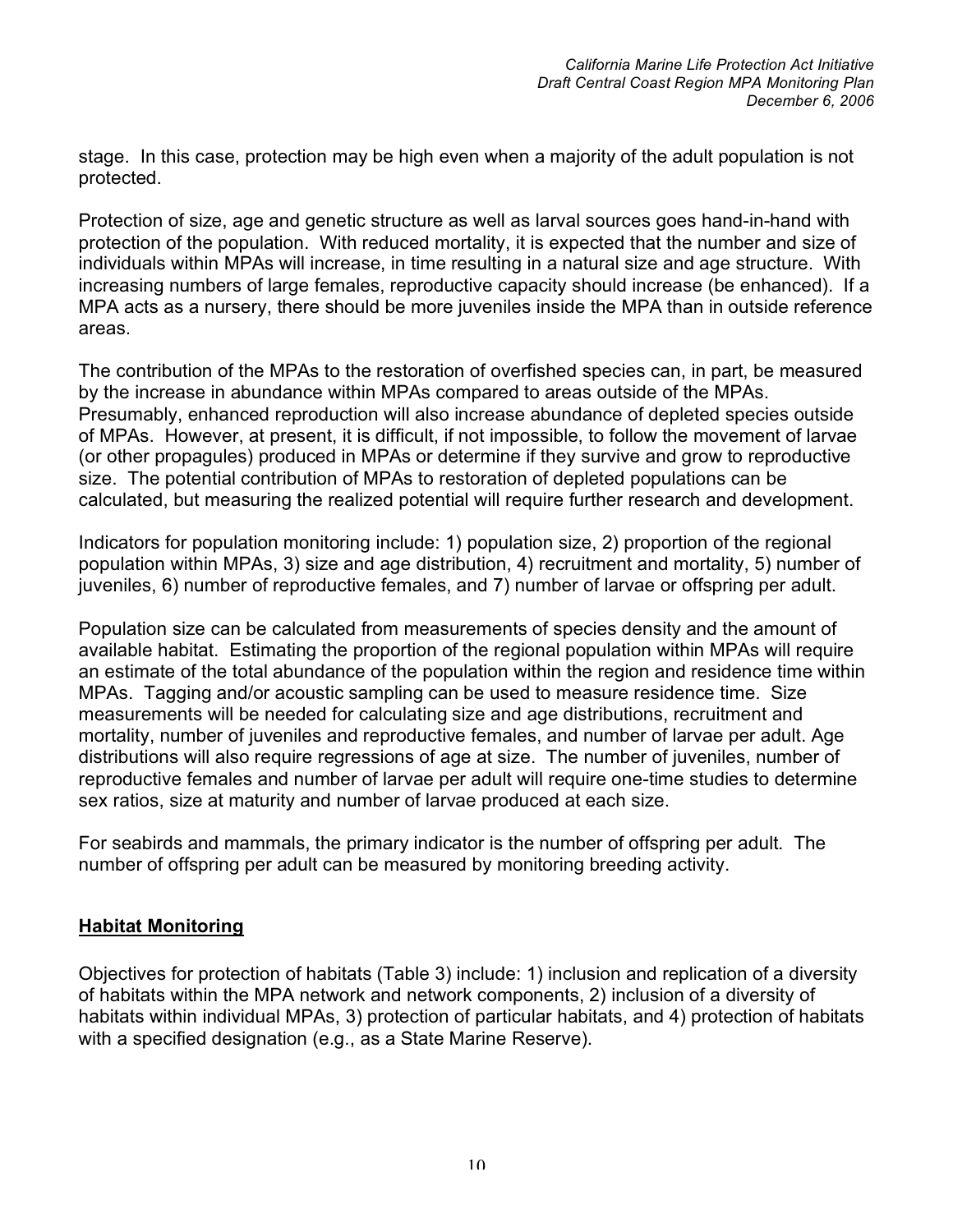stage. In this case, protection may be high even when a majority of the adult population is not protected.

Protection of size, age and genetic structure as well as larval sources goes hand-in-hand with protection of the population. With reduced mortality, it is expected that the number and size of individuals within MPAs will increase, in time resulting in a natural size and age structure. With increasing numbers of large females, reproductive capacity should increase (be enhanced). If a MPA acts as a nursery, there should be more juveniles inside the MPA than in outside reference areas.

The contribution of the MPAs to the restoration of overfished species can, in part, be measured by the increase in abundance within MPAs compared to areas outside of the MPAs. Presumably, enhanced reproduction will also increase abundance of depleted species outside of MPAs. However, at present, it is difficult, if not impossible, to follow the movement of larvae (or other propagules) produced in MPAs or determine if they survive and grow to reproductive size. The potential contribution of MPAs to restoration of depleted populations can be calculated, but measuring the realized potential will require further research and development.

Indicators for population monitoring include: 1) population size, 2) proportion of the regional population within MPAs, 3) size and age distribution, 4) recruitment and mortality, 5) number of juveniles, 6) number of reproductive females, and 7) number of larvae or offspring per adult.

Population size can be calculated from measurements of species density and the amount of available habitat. Estimating the proportion of the regional population within MPAs will require an estimate of the total abundance of the population within the region and residence time within MPAs. Tagging and/or acoustic sampling can be used to measure residence time. Size measurements will be needed for calculating size and age distributions, recruitment and mortality, number of juveniles and reproductive females, and number of larvae per adult. Age distributions will also require regressions of age at size. The number of juveniles, number of reproductive females and number of larvae per adult will require one-time studies to determine sex ratios, size at maturity and number of larvae produced at each size.

For seabirds and mammals, the primary indicator is the number of offspring per adult. The number of offspring per adult can be measured by monitoring breeding activity.

## Habitat Monitoring

Objectives for protection of habitats (Table 3) include: 1) inclusion and replication of a diversity of habitats within the MPA network and network components, 2) inclusion of a diversity of habitats within individual MPAs, 3) protection of particular habitats, and 4) protection of habitats with a specified designation (e.g., as a State Marine Reserve).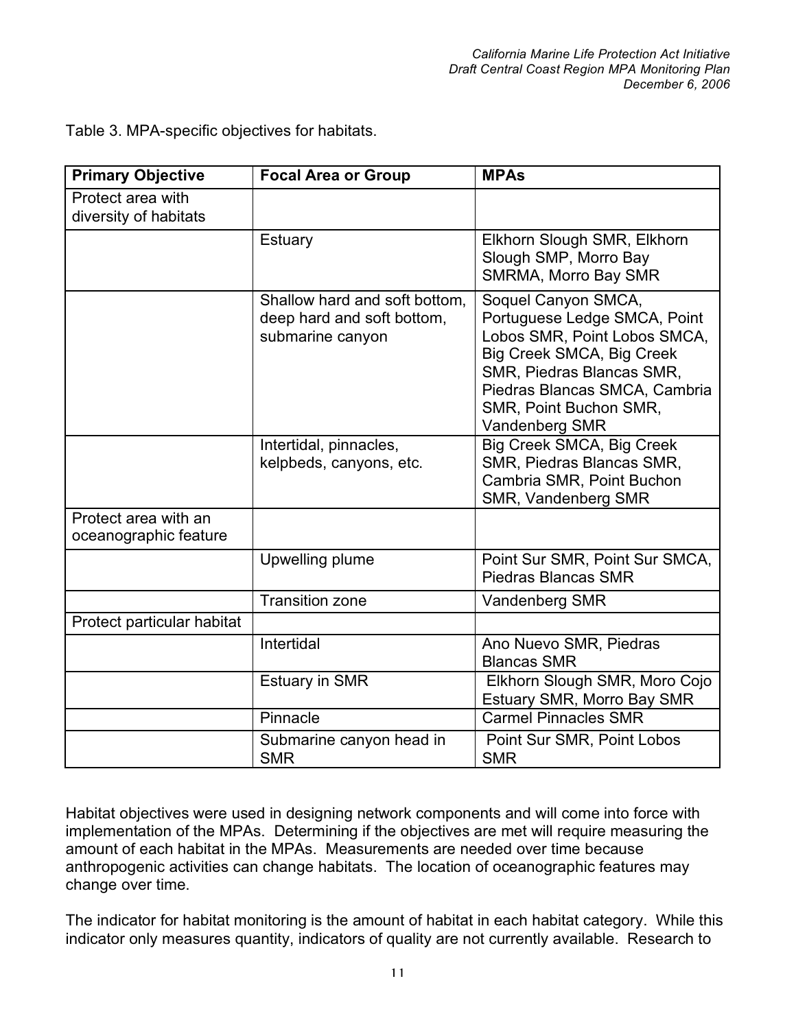Table 3. MPA-specific objectives for habitats.

| Primary Objective | Focal Area or Group | MPAs |
|---|---|---|
| Protect area with diversity of habitats | | |
| | Estuary | Elkhorn Slough SMR, Elkhorn Slough SMP, Morro Bay SMRMA, Morro Bay SMR |
| | Shallow hard and soft bottom, deep hard and soft bottom, submarine canyon | Soquel Canyon SMCA, Portuguese Ledge SMCA, Point Lobos SMR, Point Lobos SMCA, Big Creek SMCA, Big Creek SMR, Piedras Blancas SMR, Piedras Blancas SMCA, Cambria SMR, Point Buchon SMR, Vandenberg SMR |
| | Intertidal, pinnacles, kelpbeds, canyons, etc. | Big Creek SMCA, Big Creek SMR, Piedras Blancas SMR, Cambria SMR, Point Buchon SMR, Vandenberg SMR |
| Protect area with an oceanographic feature | | |
| | Upwelling plume | Point Sur SMR, Point Sur SMCA, Piedras Blancas SMR |
| | Transition zone | Vandenberg SMR |
| Protect particular habitat | | |
| | Intertidal | Ano Nuevo SMR, Piedras Blancas SMR |
| | Estuary in SMR | Elkhorn Slough SMR, Moro Cojo Estuary SMR, Morro Bay SMR |
| | Pinnacle | Carmel Pinnacles SMR |
| | Submarine canyon head in SMR | Point Sur SMR, Point Lobos SMR |

Habitat objectives were used in designing network components and will come into force with implementation of the MPAs. Determining if the objectives are met will require measuring the amount of each habitat in the MPAs. Measurements are needed over time because anthropogenic activities can change habitats. The location of oceanographic features may change over time.

The indicator for habitat monitoring is the amount of habitat in each habitat category. While this indicator only measures quantity, indicators of quality are not currently available. Research to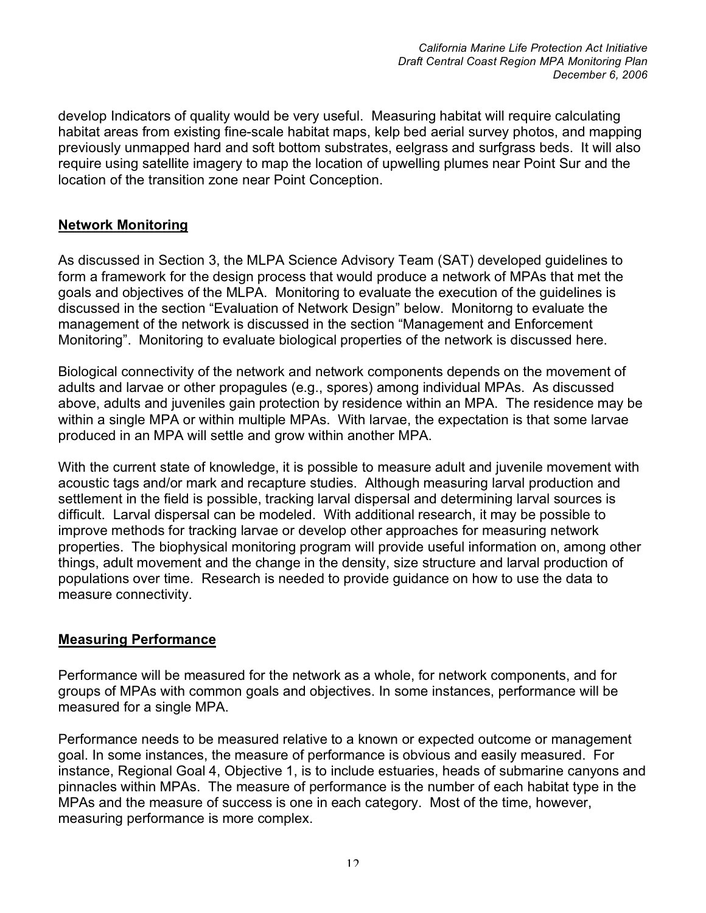develop Indicators of quality would be very useful. Measuring habitat will require calculating habitat areas from existing fine-scale habitat maps, kelp bed aerial survey photos, and mapping previously unmapped hard and soft bottom substrates, eelgrass and surfgrass beds. It will also require using satellite imagery to map the location of upwelling plumes near Point Sur and the location of the transition zone near Point Conception.

## Network Monitoring

As discussed in Section 3, the MLPA Science Advisory Team (SAT) developed guidelines to form a framework for the design process that would produce a network of MPAs that met the goals and objectives of the MLPA. Monitoring to evaluate the execution of the guidelines is discussed in the section “Evaluation of Network Design” below. Monitorng to evaluate the management of the network is discussed in the section “Management and Enforcement Monitoring”. Monitoring to evaluate biological properties of the network is discussed here.

Biological connectivity of the network and network components depends on the movement of adults and larvae or other propagules (e.g., spores) among individual MPAs. As discussed above, adults and juveniles gain protection by residence within an MPA. The residence may be within a single MPA or within multiple MPAs. With larvae, the expectation is that some larvae produced in an MPA will settle and grow within another MPA.

With the current state of knowledge, it is possible to measure adult and juvenile movement with acoustic tags and/or mark and recapture studies. Although measuring larval production and settlement in the field is possible, tracking larval dispersal and determining larval sources is difficult. Larval dispersal can be modeled. With additional research, it may be possible to improve methods for tracking larvae or develop other approaches for measuring network properties. The biophysical monitoring program will provide useful information on, among other things, adult movement and the change in the density, size structure and larval production of populations over time. Research is needed to provide guidance on how to use the data to measure connectivity.

## Measuring Performance

Performance will be measured for the network as a whole, for network components, and for groups of MPAs with common goals and objectives. In some instances, performance will be measured for a single MPA.

Performance needs to be measured relative to a known or expected outcome or management goal. In some instances, the measure of performance is obvious and easily measured. For instance, Regional Goal 4, Objective 1, is to include estuaries, heads of submarine canyons and pinnacles within MPAs. The measure of performance is the number of each habitat type in the MPAs and the measure of success is one in each category. Most of the time, however, measuring performance is more complex.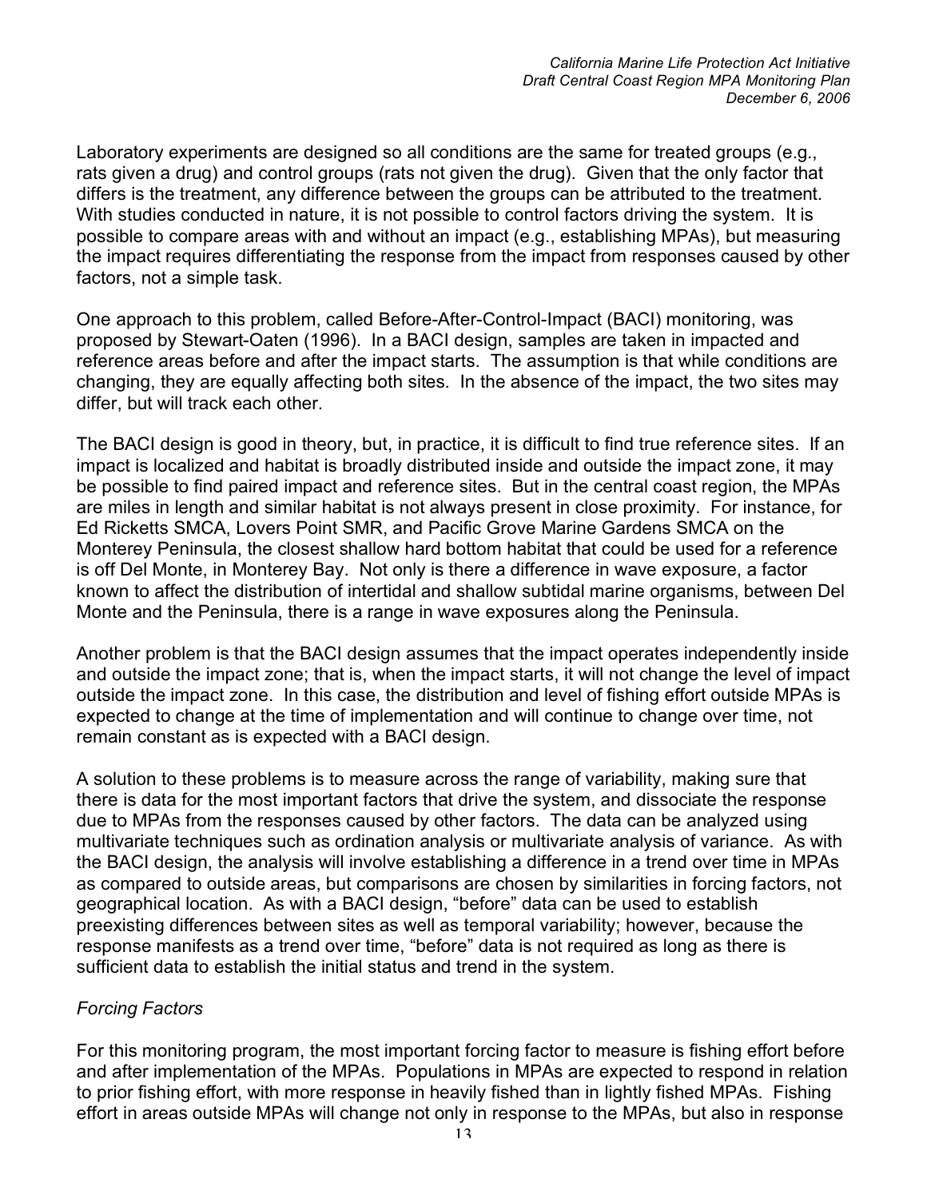Laboratory experiments are designed so all conditions are the same for treated groups (e.g., rats given a drug) and control groups (rats not given the drug). Given that the only factor that differs is the treatment, any difference between the groups can be attributed to the treatment. With studies conducted in nature, it is not possible to control factors driving the system. It is possible to compare areas with and without an impact (e.g., establishing MPAs), but measuring the impact requires differentiating the response from the impact from responses caused by other factors, not a simple task.

One approach to this problem, called Before-After-Control-Impact (BACI) monitoring, was proposed by Stewart-Oaten (1996). In a BACI design, samples are taken in impacted and reference areas before and after the impact starts. The assumption is that while conditions are changing, they are equally affecting both sites. In the absence of the impact, the two sites may differ, but will track each other.

The BACI design is good in theory, but, in practice, it is difficult to find true reference sites. If an impact is localized and habitat is broadly distributed inside and outside the impact zone, it may be possible to find paired impact and reference sites. But in the central coast region, the MPAs are miles in length and similar habitat is not always present in close proximity. For instance, for Ed Ricketts SMCA, Lovers Point SMR, and Pacific Grove Marine Gardens SMCA on the Monterey Peninsula, the closest shallow hard bottom habitat that could be used for a reference is off Del Monte, in Monterey Bay. Not only is there a difference in wave exposure, a factor known to affect the distribution of intertidal and shallow subtidal marine organisms, between Del Monte and the Peninsula, there is a range in wave exposures along the Peninsula.

Another problem is that the BACI design assumes that the impact operates independently inside and outside the impact zone; that is, when the impact starts, it will not change the level of impact outside the impact zone. In this case, the distribution and level of fishing effort outside MPAs is expected to change at the time of implementation and will continue to change over time, not remain constant as is expected with a BACI design.

A solution to these problems is to measure across the range of variability, making sure that there is data for the most important factors that drive the system, and dissociate the response due to MPAs from the responses caused by other factors. The data can be analyzed using multivariate techniques such as ordination analysis or multivariate analysis of variance. As with the BACI design, the analysis will involve establishing a difference in a trend over time in MPAs as compared to outside areas, but comparisons are chosen by similarities in forcing factors, not geographical location. As with a BACI design, "before" data can be used to establish preexisting differences between sites as well as temporal variability; however, because the response manifests as a trend over time, "before" data is not required as long as there is sufficient data to establish the initial status and trend in the system.

*Forcing Factors*

For this monitoring program, the most important forcing factor to measure is fishing effort before and after implementation of the MPAs. Populations in MPAs are expected to respond in relation to prior fishing effort, with more response in heavily fished than in lightly fished MPAs. Fishing effort in areas outside MPAs will change not only in response to the MPAs, but also in response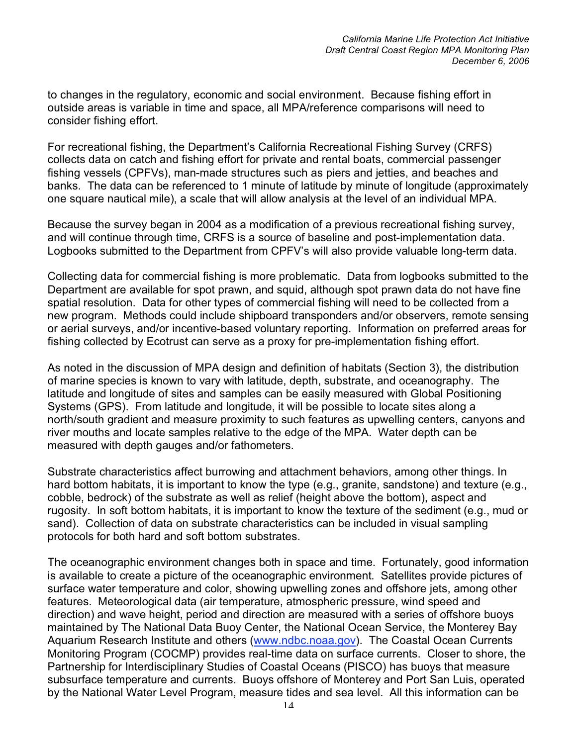to changes in the regulatory, economic and social environment. Because fishing effort in outside areas is variable in time and space, all MPA/reference comparisons will need to consider fishing effort.

For recreational fishing, the Department's California Recreational Fishing Survey (CRFS) collects data on catch and fishing effort for private and rental boats, commercial passenger fishing vessels (CPFVs), man-made structures such as piers and jetties, and beaches and banks. The data can be referenced to 1 minute of latitude by minute of longitude (approximately one square nautical mile), a scale that will allow analysis at the level of an individual MPA.

Because the survey began in 2004 as a modification of a previous recreational fishing survey, and will continue through time, CRFS is a source of baseline and post-implementation data. Logbooks submitted to the Department from CPFV's will also provide valuable long-term data.

Collecting data for commercial fishing is more problematic. Data from logbooks submitted to the Department are available for spot prawn, and squid, although spot prawn data do not have fine spatial resolution. Data for other types of commercial fishing will need to be collected from a new program. Methods could include shipboard transponders and/or observers, remote sensing or aerial surveys, and/or incentive-based voluntary reporting. Information on preferred areas for fishing collected by Ecotrust can serve as a proxy for pre-implementation fishing effort.

As noted in the discussion of MPA design and definition of habitats (Section 3), the distribution of marine species is known to vary with latitude, depth, substrate, and oceanography. The latitude and longitude of sites and samples can be easily measured with Global Positioning Systems (GPS). From latitude and longitude, it will be possible to locate sites along a north/south gradient and measure proximity to such features as upwelling centers, canyons and river mouths and locate samples relative to the edge of the MPA. Water depth can be measured with depth gauges and/or fathometers.

Substrate characteristics affect burrowing and attachment behaviors, among other things. In hard bottom habitats, it is important to know the type (e.g., granite, sandstone) and texture (e.g., cobble, bedrock) of the substrate as well as relief (height above the bottom), aspect and rugosity. In soft bottom habitats, it is important to know the texture of the sediment (e.g., mud or sand). Collection of data on substrate characteristics can be included in visual sampling protocols for both hard and soft bottom substrates.

The oceanographic environment changes both in space and time. Fortunately, good information is available to create a picture of the oceanographic environment. Satellites provide pictures of surface water temperature and color, showing upwelling zones and offshore jets, among other features. Meteorological data (air temperature, atmospheric pressure, wind speed and direction) and wave height, period and direction are measured with a series of offshore buoys maintained by The National Data Buoy Center, the National Ocean Service, the Monterey Bay Aquarium Research Institute and others (www.ndbc.noaa.gov). The Coastal Ocean Currents Monitoring Program (COCMP) provides real-time data on surface currents. Closer to shore, the Partnership for Interdisciplinary Studies of Coastal Oceans (PISCO) has buoys that measure subsurface temperature and currents. Buoys offshore of Monterey and Port San Luis, operated by the National Water Level Program, measure tides and sea level. All this information can be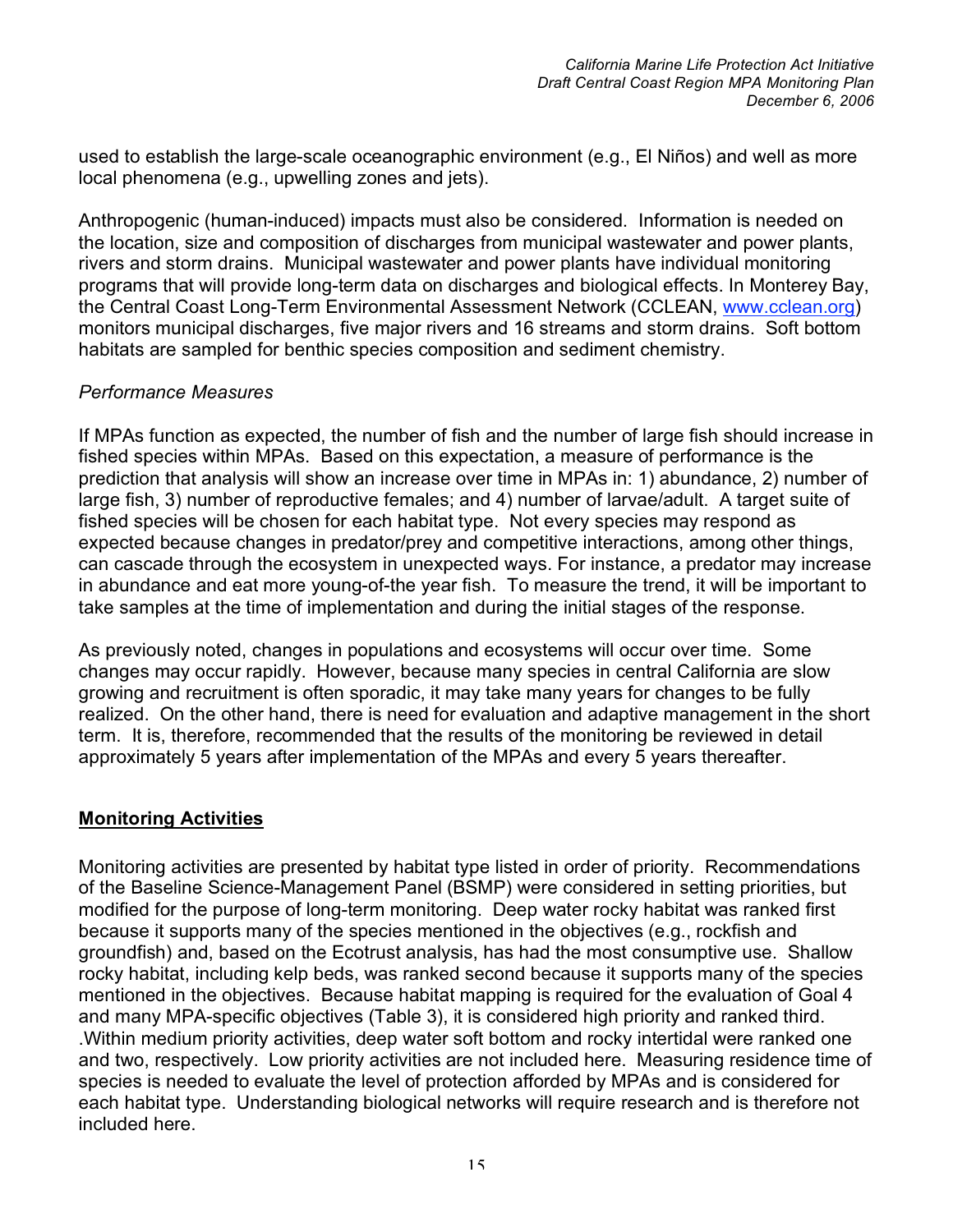used to establish the large-scale oceanographic environment (e.g., El Niños) and well as more local phenomena (e.g., upwelling zones and jets).

Anthropogenic (human-induced) impacts must also be considered. Information is needed on the location, size and composition of discharges from municipal wastewater and power plants, rivers and storm drains. Municipal wastewater and power plants have individual monitoring programs that will provide long-term data on discharges and biological effects. In Monterey Bay, the Central Coast Long-Term Environmental Assessment Network (CCLEAN, [www.cclean.org](http://www.cclean.org)) monitors municipal discharges, five major rivers and 16 streams and storm drains. Soft bottom habitats are sampled for benthic species composition and sediment chemistry.

*Performance Measures*

If MPAs function as expected, the number of fish and the number of large fish should increase in fished species within MPAs. Based on this expectation, a measure of performance is the prediction that analysis will show an increase over time in MPAs in: 1) abundance, 2) number of large fish, 3) number of reproductive females; and 4) number of larvae/adult. A target suite of fished species will be chosen for each habitat type. Not every species may respond as expected because changes in predator/prey and competitive interactions, among other things, can cascade through the ecosystem in unexpected ways. For instance, a predator may increase in abundance and eat more young-of-the year fish. To measure the trend, it will be important to take samples at the time of implementation and during the initial stages of the response.

As previously noted, changes in populations and ecosystems will occur over time. Some changes may occur rapidly. However, because many species in central California are slow growing and recruitment is often sporadic, it may take many years for changes to be fully realized. On the other hand, there is need for evaluation and adaptive management in the short term. It is, therefore, recommended that the results of the monitoring be reviewed in detail approximately 5 years after implementation of the MPAs and every 5 years thereafter.

## **Monitoring Activities**

Monitoring activities are presented by habitat type listed in order of priority. Recommendations of the Baseline Science-Management Panel (BSMP) were considered in setting priorities, but modified for the purpose of long-term monitoring. Deep water rocky habitat was ranked first because it supports many of the species mentioned in the objectives (e.g., rockfish and groundfish) and, based on the Ecotrust analysis, has had the most consumptive use. Shallow rocky habitat, including kelp beds, was ranked second because it supports many of the species mentioned in the objectives. Because habitat mapping is required for the evaluation of Goal 4 and many MPA-specific objectives (Table 3), it is considered high priority and ranked third. .Within medium priority activities, deep water soft bottom and rocky intertidal were ranked one and two, respectively. Low priority activities are not included here. Measuring residence time of species is needed to evaluate the level of protection afforded by MPAs and is considered for each habitat type. Understanding biological networks will require research and is therefore not included here.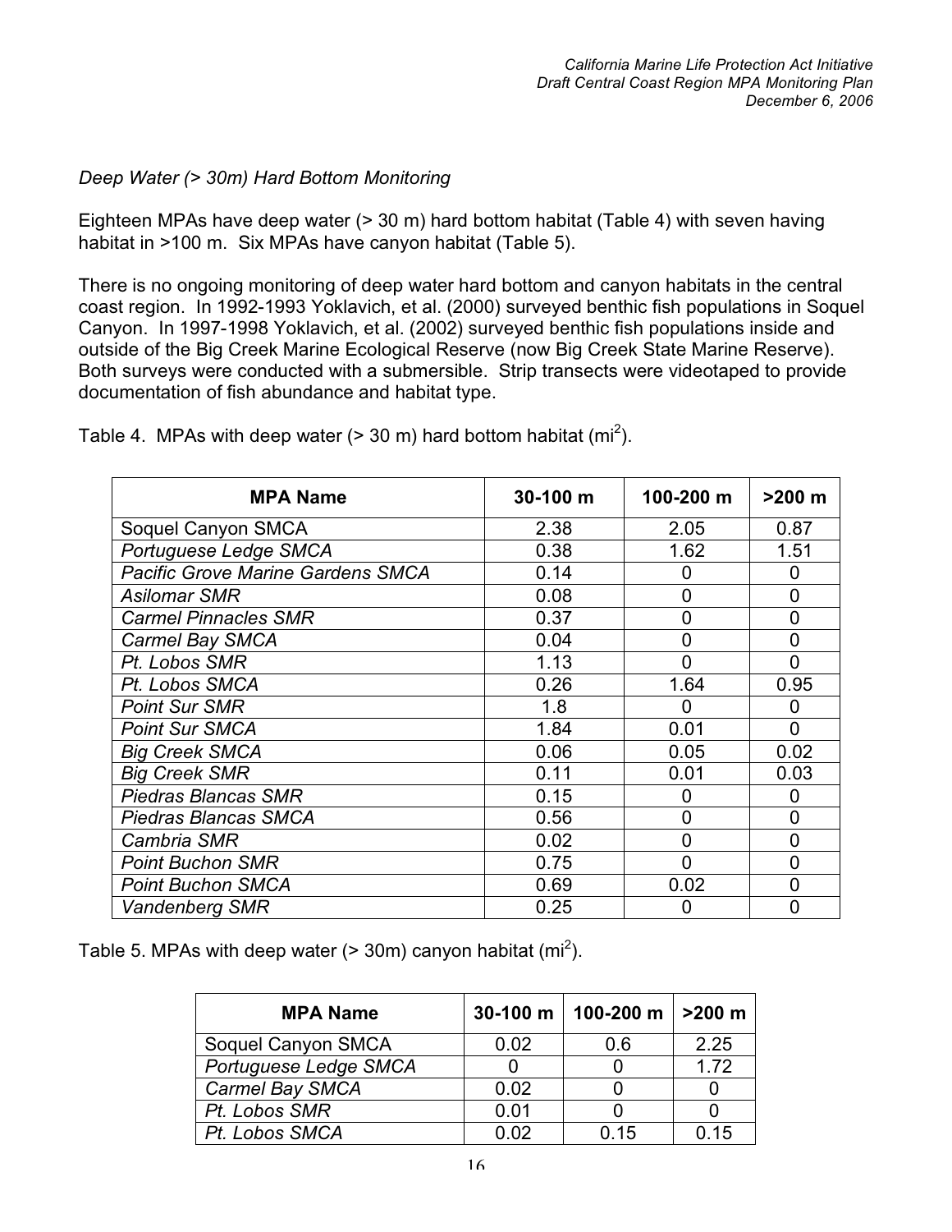*Deep Water (> 30m) Hard Bottom Monitoring*

Eighteen MPAs have deep water (> 30 m) hard bottom habitat (Table 4) with seven having habitat in >100 m. Six MPAs have canyon habitat (Table 5).

There is no ongoing monitoring of deep water hard bottom and canyon habitats in the central coast region. In 1992-1993 Yoklavich, et al. (2000) surveyed benthic fish populations in Soquel Canyon. In 1997-1998 Yoklavich, et al. (2002) surveyed benthic fish populations inside and outside of the Big Creek Marine Ecological Reserve (now Big Creek State Marine Reserve). Both surveys were conducted with a submersible. Strip transects were videotaped to provide documentation of fish abundance and habitat type.

Table 4. MPAs with deep water (> 30 m) hard bottom habitat ($mi^2$).

| MPA Name | 30-100 m | 100-200 m | >200 m |
|---|---|---|---|
| Soquel Canyon SMCA | 2.38 | 2.05 | 0.87 |
| *Portuguese Ledge SMCA* | 0.38 | 1.62 | 1.51 |
| *Pacific Grove Marine Gardens SMCA* | 0.14 | 0 | 0 |
| *Asilomar SMR* | 0.08 | 0 | 0 |
| *Carmel Pinnacles SMR* | 0.37 | 0 | 0 |
| *Carmel Bay SMCA* | 0.04 | 0 | 0 |
| *Pt. Lobos SMR* | 1.13 | 0 | 0 |
| *Pt. Lobos SMCA* | 0.26 | 1.64 | 0.95 |
| *Point Sur SMR* | 1.8 | 0 | 0 |
| *Point Sur SMCA* | 1.84 | 0.01 | 0 |
| *Big Creek SMCA* | 0.06 | 0.05 | 0.02 |
| *Big Creek SMR* | 0.11 | 0.01 | 0.03 |
| *Piedras Blancas SMR* | 0.15 | 0 | 0 |
| *Piedras Blancas SMCA* | 0.56 | 0 | 0 |
| *Cambria SMR* | 0.02 | 0 | 0 |
| *Point Buchon SMR* | 0.75 | 0 | 0 |
| *Point Buchon SMCA* | 0.69 | 0.02 | 0 |
| *Vandenberg SMR* | 0.25 | 0 | 0 |

Table 5. MPAs with deep water (> 30m) canyon habitat ($mi^2$).

| MPA Name | 30-100 m | 100-200 m | >200 m |
|---|---|---|---|
| Soquel Canyon SMCA | 0.02 | 0.6 | 2.25 |
| *Portuguese Ledge SMCA* | 0 | 0 | 1.72 |
| *Carmel Bay SMCA* | 0.02 | 0 | 0 |
| *Pt. Lobos SMR* | 0.01 | 0 | 0 |
| *Pt. Lobos SMCA* | 0.02 | 0.15 | 0.15 |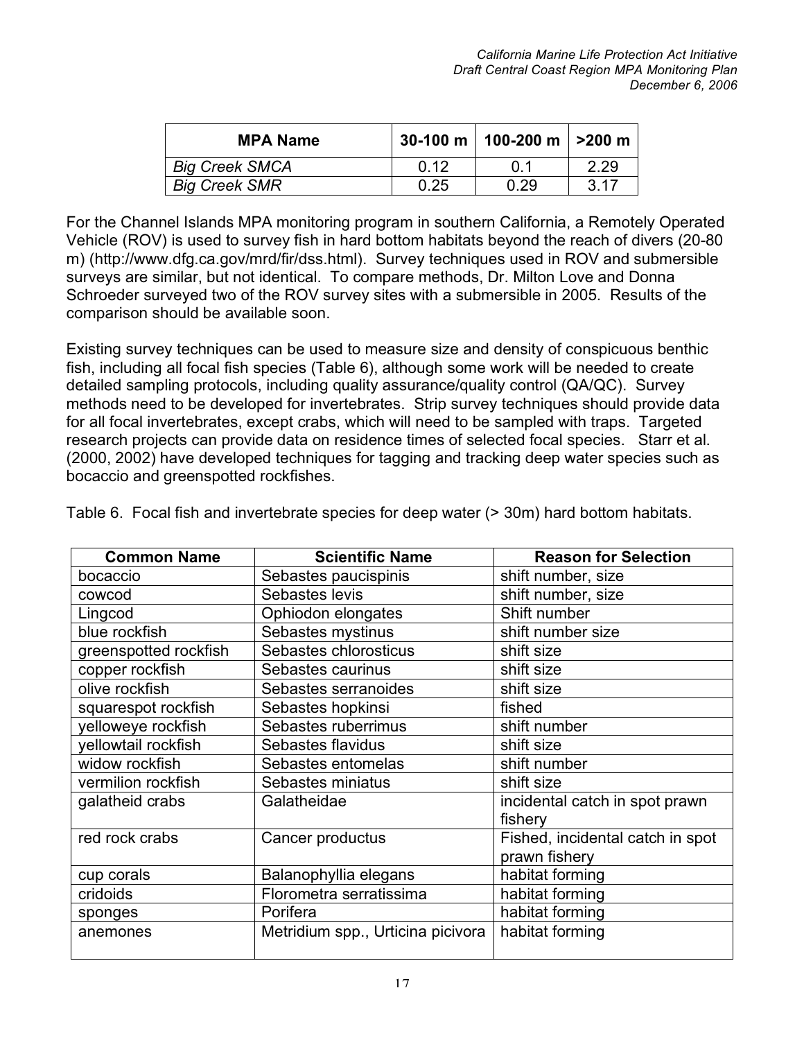| MPA Name | 30-100 m | 100-200 m | >200 m |
|---|---|---|---|
| *Big Creek SMCA* | 0.12 | 0.1 | 2.29 |
| *Big Creek SMR* | 0.25 | 0.29 | 3.17 |

For the Channel Islands MPA monitoring program in southern California, a Remotely Operated Vehicle (ROV) is used to survey fish in hard bottom habitats beyond the reach of divers (20-80 m) (http://www.dfg.ca.gov/mrd/fir/dss.html). Survey techniques used in ROV and submersible surveys are similar, but not identical. To compare methods, Dr. Milton Love and Donna Schroeder surveyed two of the ROV survey sites with a submersible in 2005. Results of the comparison should be available soon.

Existing survey techniques can be used to measure size and density of conspicuous benthic fish, including all focal fish species (Table 6), although some work will be needed to create detailed sampling protocols, including quality assurance/quality control (QA/QC). Survey methods need to be developed for invertebrates. Strip survey techniques should provide data for all focal invertebrates, except crabs, which will need to be sampled with traps. Targeted research projects can provide data on residence times of selected focal species. Starr et al. (2000, 2002) have developed techniques for tagging and tracking deep water species such as bocaccio and greenspotted rockfishes.

Table 6. Focal fish and invertebrate species for deep water (> 30m) hard bottom habitats.

| Common Name | Scientific Name | Reason for Selection |
|---|---|---|
| bocaccio | Sebastes paucispinis | shift number, size |
| cowcod | Sebastes levis | shift number, size |
| Lingcod | Ophiodon elongates | Shift number |
| blue rockfish | Sebastes mystinus | shift number size |
| greenspotted rockfish | Sebastes chlorosticus | shift size |
| copper rockfish | Sebastes caurinus | shift size |
| olive rockfish | Sebastes serranoides | shift size |
| squarespot rockfish | Sebastes hopkinsi | fished |
| yelloweye rockfish | Sebastes ruberrimus | shift number |
| yellowtail rockfish | Sebastes flavidus | shift size |
| widow rockfish | Sebastes entomelas | shift number |
| vermilion rockfish | Sebastes miniatus | shift size |
| galatheid crabs | Galatheidae | incidental catch in spot prawn fishery |
| red rock crabs | Cancer productus | Fished, incidental catch in spot prawn fishery |
| cup corals | Balanophyllia elegans | habitat forming |
| cridoids | Florometra serratissima | habitat forming |
| sponges | Porifera | habitat forming |
| anemones | Metridium spp., Urticina picivora | habitat forming |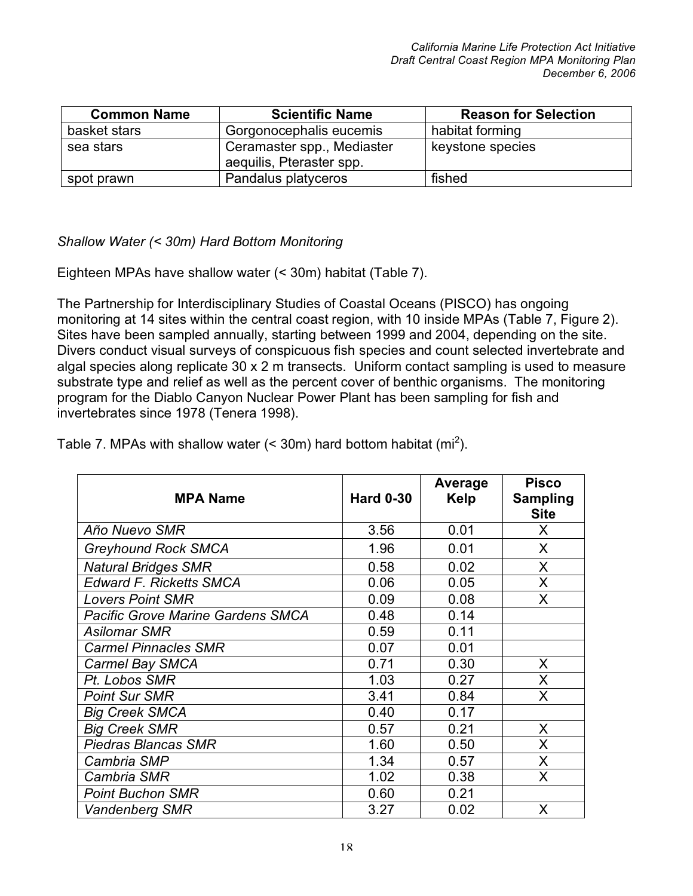| Common Name | Scientific Name | Reason for Selection |
|---|---|---|
| basket stars | Gorgonocephalis eucemis | habitat forming |
| sea stars | Ceramaster spp., Mediaster aequilis, Pteraster spp. | keystone species |
| spot prawn | Pandalus platyceros | fished |

*Shallow Water (< 30m) Hard Bottom Monitoring*

Eighteen MPAs have shallow water (< 30m) habitat (Table 7).

The Partnership for Interdisciplinary Studies of Coastal Oceans (PISCO) has ongoing monitoring at 14 sites within the central coast region, with 10 inside MPAs (Table 7, Figure 2). Sites have been sampled annually, starting between 1999 and 2004, depending on the site. Divers conduct visual surveys of conspicuous fish species and count selected invertebrate and algal species along replicate 30 x 2 m transects. Uniform contact sampling is used to measure substrate type and relief as well as the percent cover of benthic organisms. The monitoring program for the Diablo Canyon Nuclear Power Plant has been sampling for fish and invertebrates since 1978 (Tenera 1998).

Table 7. MPAs with shallow water (< 30m) hard bottom habitat ($mi^2$).

| MPA Name | Hard 0-30 | Average Kelp | Pisco Sampling Site |
|---|---|---|---|
| *Año Nuevo SMR* | 3.56 | 0.01 | X |
| *Greyhound Rock SMCA* | 1.96 | 0.01 | X |
| *Natural Bridges SMR* | 0.58 | 0.02 | X |
| *Edward F. Ricketts SMCA* | 0.06 | 0.05 | X |
| *Lovers Point SMR* | 0.09 | 0.08 | X |
| *Pacific Grove Marine Gardens SMCA* | 0.48 | 0.14 | |
| *Asilomar SMR* | 0.59 | 0.11 | |
| *Carmel Pinnacles SMR* | 0.07 | 0.01 | |
| *Carmel Bay SMCA* | 0.71 | 0.30 | X |
| *Pt. Lobos SMR* | 1.03 | 0.27 | X |
| *Point Sur SMR* | 3.41 | 0.84 | X |
| *Big Creek SMCA* | 0.40 | 0.17 | |
| *Big Creek SMR* | 0.57 | 0.21 | X |
| *Piedras Blancas SMR* | 1.60 | 0.50 | X |
| *Cambria SMP* | 1.34 | 0.57 | X |
| *Cambria SMR* | 1.02 | 0.38 | X |
| *Point Buchon SMR* | 0.60 | 0.21 | |
| *Vandenberg SMR* | 3.27 | 0.02 | X |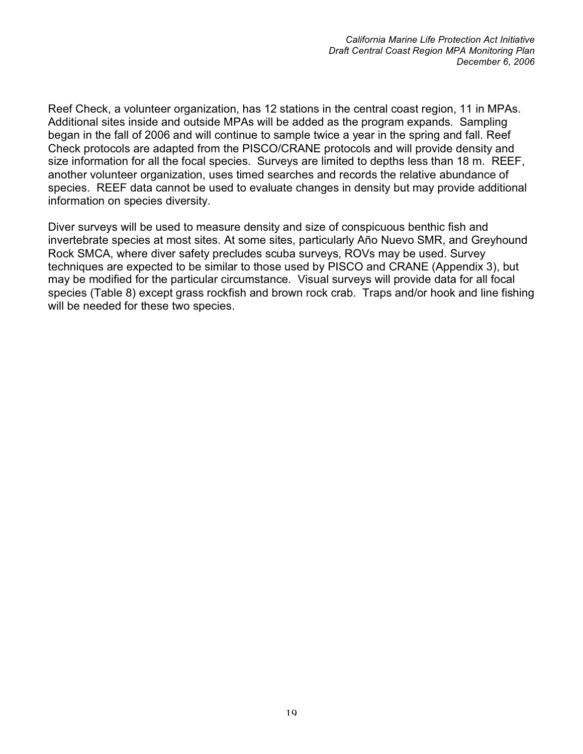Reef Check, a volunteer organization, has 12 stations in the central coast region, 11 in MPAs. Additional sites inside and outside MPAs will be added as the program expands. Sampling began in the fall of 2006 and will continue to sample twice a year in the spring and fall. Reef Check protocols are adapted from the PISCO/CRANE protocols and will provide density and size information for all the focal species. Surveys are limited to depths less than 18 m. REEF, another volunteer organization, uses timed searches and records the relative abundance of species. REEF data cannot be used to evaluate changes in density but may provide additional information on species diversity.

Diver surveys will be used to measure density and size of conspicuous benthic fish and invertebrate species at most sites. At some sites, particularly Año Nuevo SMR, and Greyhound Rock SMCA, where diver safety precludes scuba surveys, ROVs may be used. Survey techniques are expected to be similar to those used by PISCO and CRANE (Appendix 3), but may be modified for the particular circumstance. Visual surveys will provide data for all focal species (Table 8) except grass rockfish and brown rock crab. Traps and/or hook and line fishing will be needed for these two species.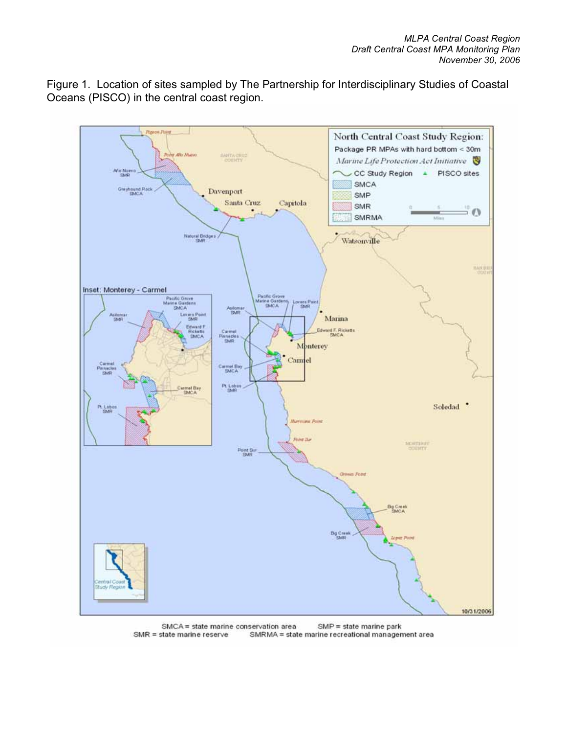Figure 1. Location of sites sampled by The Partnership for Interdisciplinary Studies of Coastal Oceans (PISCO) in the central coast region.

SMCA = state marine conservation area     SMP = state marine park
SMR = state marine reserve     SMRMA = state marine recreational management area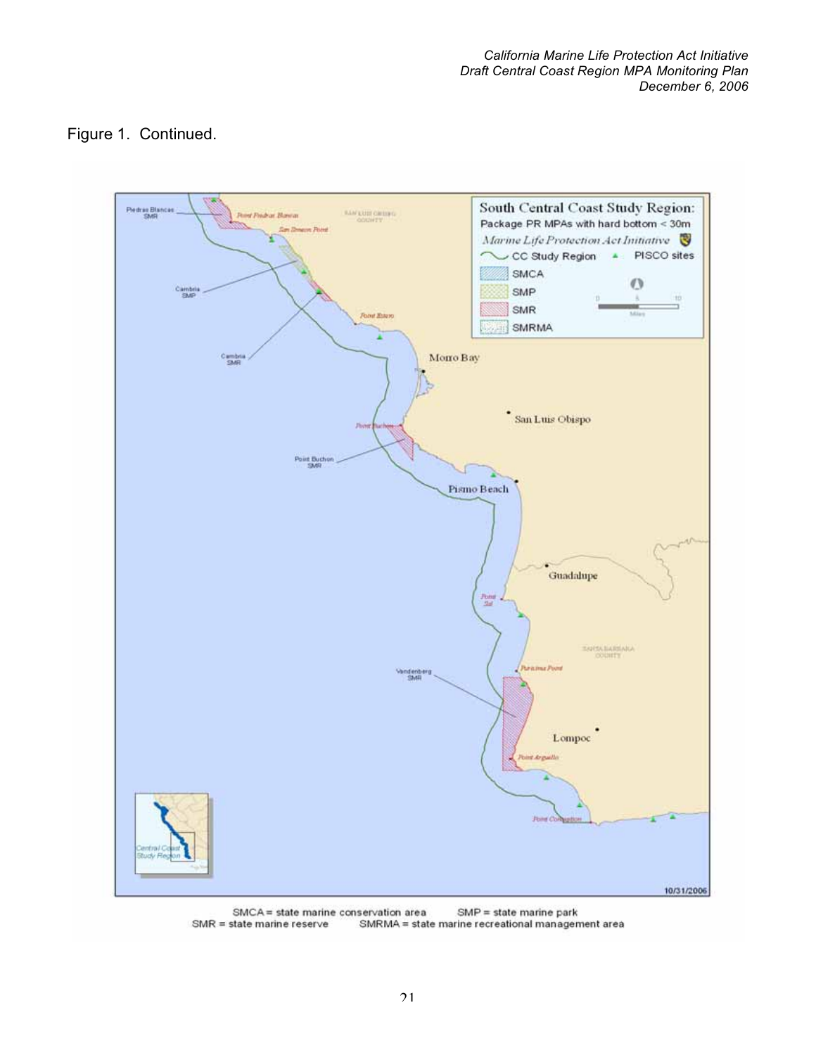Figure 1. Continued.

SMCA = state marine conservation area  SMP = state marine park
SMR = state marine reserve  SMRMA = state marine recreational management area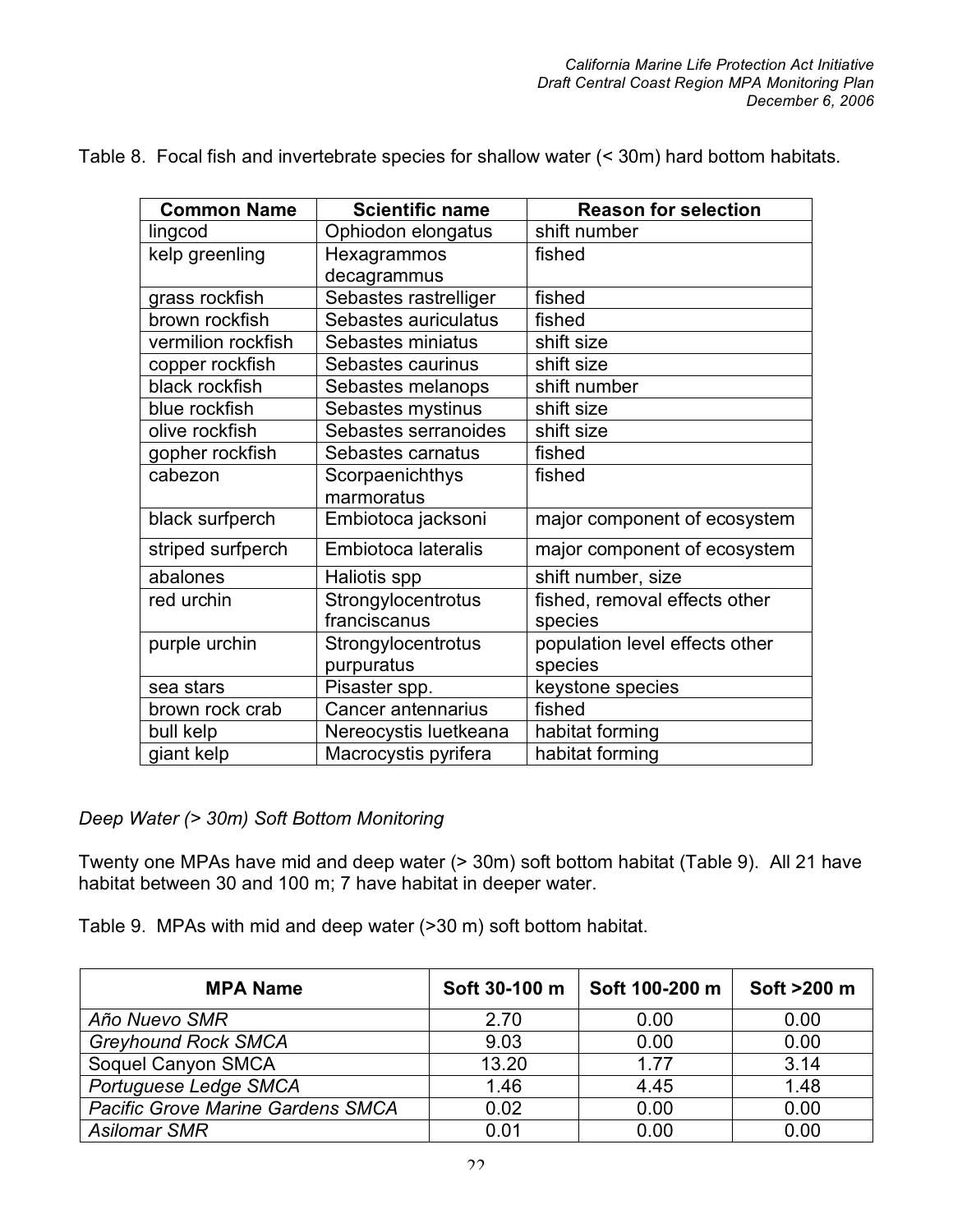Table 8. Focal fish and invertebrate species for shallow water (< 30m) hard bottom habitats.

| Common Name | Scientific name | Reason for selection |
| --- | --- | --- |
| lingcod | Ophiodon elongatus | shift number |
| kelp greenling | Hexagrammos decagrammus | fished |
| grass rockfish | Sebastes rastrelliger | fished |
| brown rockfish | Sebastes auriculatus | fished |
| vermilion rockfish | Sebastes miniatus | shift size |
| copper rockfish | Sebastes caurinus | shift size |
| black rockfish | Sebastes melanops | shift number |
| blue rockfish | Sebastes mystinus | shift size |
| olive rockfish | Sebastes serranoides | shift size |
| gopher rockfish | Sebastes carnatus | fished |
| cabezon | Scorpaenichthys marmoratus | fished |
| black surfperch | Embiotoca jacksoni | major component of ecosystem |
| striped surfperch | Embiotoca lateralis | major component of ecosystem |
| abalones | Haliotis spp | shift number, size |
| red urchin | Strongylocentrotus franciscanus | fished, removal effects other species |
| purple urchin | Strongylocentrotus purpuratus | population level effects other species |
| sea stars | Pisaster spp. | keystone species |
| brown rock crab | Cancer antennarius | fished |
| bull kelp | Nereocystis luetkeana | habitat forming |
| giant kelp | Macrocystis pyrifera | habitat forming |

*Deep Water (> 30m) Soft Bottom Monitoring*

Twenty one MPAs have mid and deep water (> 30m) soft bottom habitat (Table 9). All 21 have habitat between 30 and 100 m; 7 have habitat in deeper water.

Table 9. MPAs with mid and deep water (>30 m) soft bottom habitat.

| MPA Name | Soft 30-100 m | Soft 100-200 m | Soft >200 m |
| --- | --- | --- | --- |
| *Año Nuevo SMR* | 2.70 | 0.00 | 0.00 |
| *Greyhound Rock SMCA* | 9.03 | 0.00 | 0.00 |
| Soquel Canyon SMCA | 13.20 | 1.77 | 3.14 |
| *Portuguese Ledge SMCA* | 1.46 | 4.45 | 1.48 |
| *Pacific Grove Marine Gardens SMCA* | 0.02 | 0.00 | 0.00 |
| *Asilomar SMR* | 0.01 | 0.00 | 0.00 |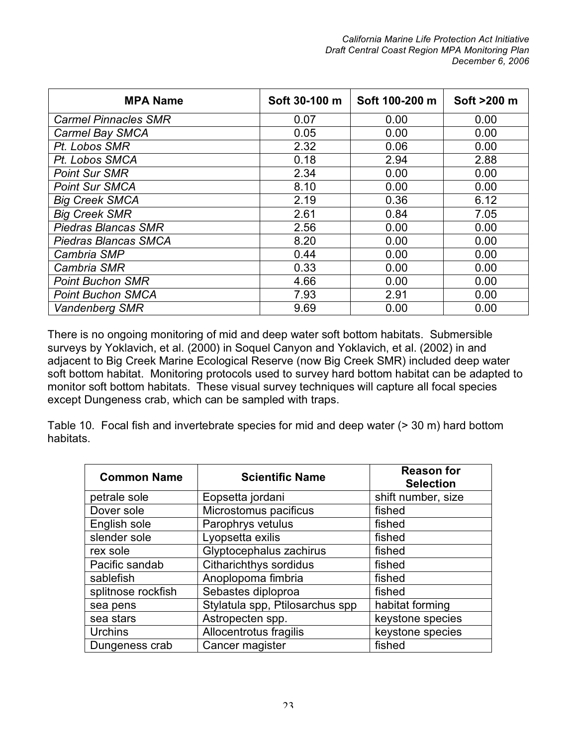| MPA Name | Soft 30-100 m | Soft 100-200 m | Soft >200 m |
|---|---|---|---|
| *Carmel Pinnacles SMR* | 0.07 | 0.00 | 0.00 |
| *Carmel Bay SMCA* | 0.05 | 0.00 | 0.00 |
| *Pt. Lobos SMR* | 2.32 | 0.06 | 0.00 |
| *Pt. Lobos SMCA* | 0.18 | 2.94 | 2.88 |
| *Point Sur SMR* | 2.34 | 0.00 | 0.00 |
| *Point Sur SMCA* | 8.10 | 0.00 | 0.00 |
| *Big Creek SMCA* | 2.19 | 0.36 | 6.12 |
| *Big Creek SMR* | 2.61 | 0.84 | 7.05 |
| *Piedras Blancas SMR* | 2.56 | 0.00 | 0.00 |
| *Piedras Blancas SMCA* | 8.20 | 0.00 | 0.00 |
| *Cambria SMP* | 0.44 | 0.00 | 0.00 |
| *Cambria SMR* | 0.33 | 0.00 | 0.00 |
| *Point Buchon SMR* | 4.66 | 0.00 | 0.00 |
| *Point Buchon SMCA* | 7.93 | 2.91 | 0.00 |
| *Vandenberg SMR* | 9.69 | 0.00 | 0.00 |

There is no ongoing monitoring of mid and deep water soft bottom habitats. Submersible surveys by Yoklavich, et al. (2000) in Soquel Canyon and Yoklavich, et al. (2002) in and adjacent to Big Creek Marine Ecological Reserve (now Big Creek SMR) included deep water soft bottom habitat. Monitoring protocols used to survey hard bottom habitat can be adapted to monitor soft bottom habitats. These visual survey techniques will capture all focal species except Dungeness crab, which can be sampled with traps.

Table 10. Focal fish and invertebrate species for mid and deep water (> 30 m) hard bottom habitats.

| Common Name | Scientific Name | Reason for Selection |
|---|---|---|
| petrale sole | Eopsetta jordani | shift number, size |
| Dover sole | Microstomus pacificus | fished |
| English sole | Parophrys vetulus | fished |
| slender sole | Lyopsetta exilis | fished |
| rex sole | Glyptocephalus zachirus | fished |
| Pacific sandab | Citharichthys sordidus | fished |
| sablefish | Anoplopoma fimbria | fished |
| splitnose rockfish | Sebastes diploproa | fished |
| sea pens | Stylatula spp, Ptilosarchus spp | habitat forming |
| sea stars | Astropecten spp. | keystone species |
| Urchins | Allocentrotus fragilis | keystone species |
| Dungeness crab | Cancer magister | fished |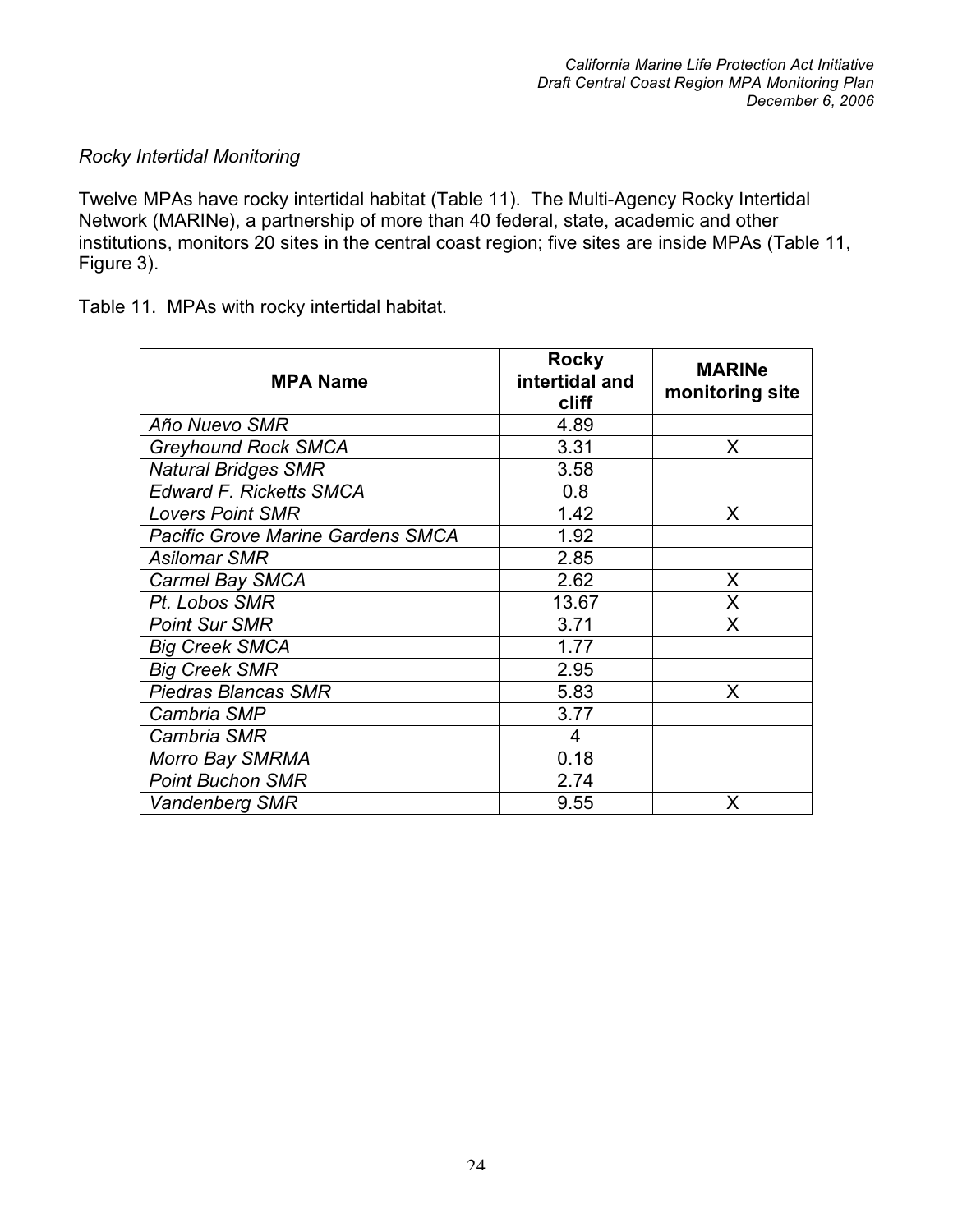*Rocky Intertidal Monitoring*

Twelve MPAs have rocky intertidal habitat (Table 11). The Multi-Agency Rocky Intertidal Network (MARINe), a partnership of more than 40 federal, state, academic and other institutions, monitors 20 sites in the central coast region; five sites are inside MPAs (Table 11, Figure 3).

Table 11. MPAs with rocky intertidal habitat.

| MPA Name | Rocky intertidal and cliff | MARINe monitoring site |
|---|---|---|
| *Año Nuevo SMR* | 4.89 | |
| *Greyhound Rock SMCA* | 3.31 | X |
| *Natural Bridges SMR* | 3.58 | |
| *Edward F. Ricketts SMCA* | 0.8 | |
| *Lovers Point SMR* | 1.42 | X |
| *Pacific Grove Marine Gardens SMCA* | 1.92 | |
| *Asilomar SMR* | 2.85 | |
| *Carmel Bay SMCA* | 2.62 | X |
| *Pt. Lobos SMR* | 13.67 | X |
| *Point Sur SMR* | 3.71 | X |
| *Big Creek SMCA* | 1.77 | |
| *Big Creek SMR* | 2.95 | |
| *Piedras Blancas SMR* | 5.83 | X |
| *Cambria SMP* | 3.77 | |
| *Cambria SMR* | 4 | |
| *Morro Bay SMRMA* | 0.18 | |
| *Point Buchon SMR* | 2.74 | |
| *Vandenberg SMR* | 9.55 | X |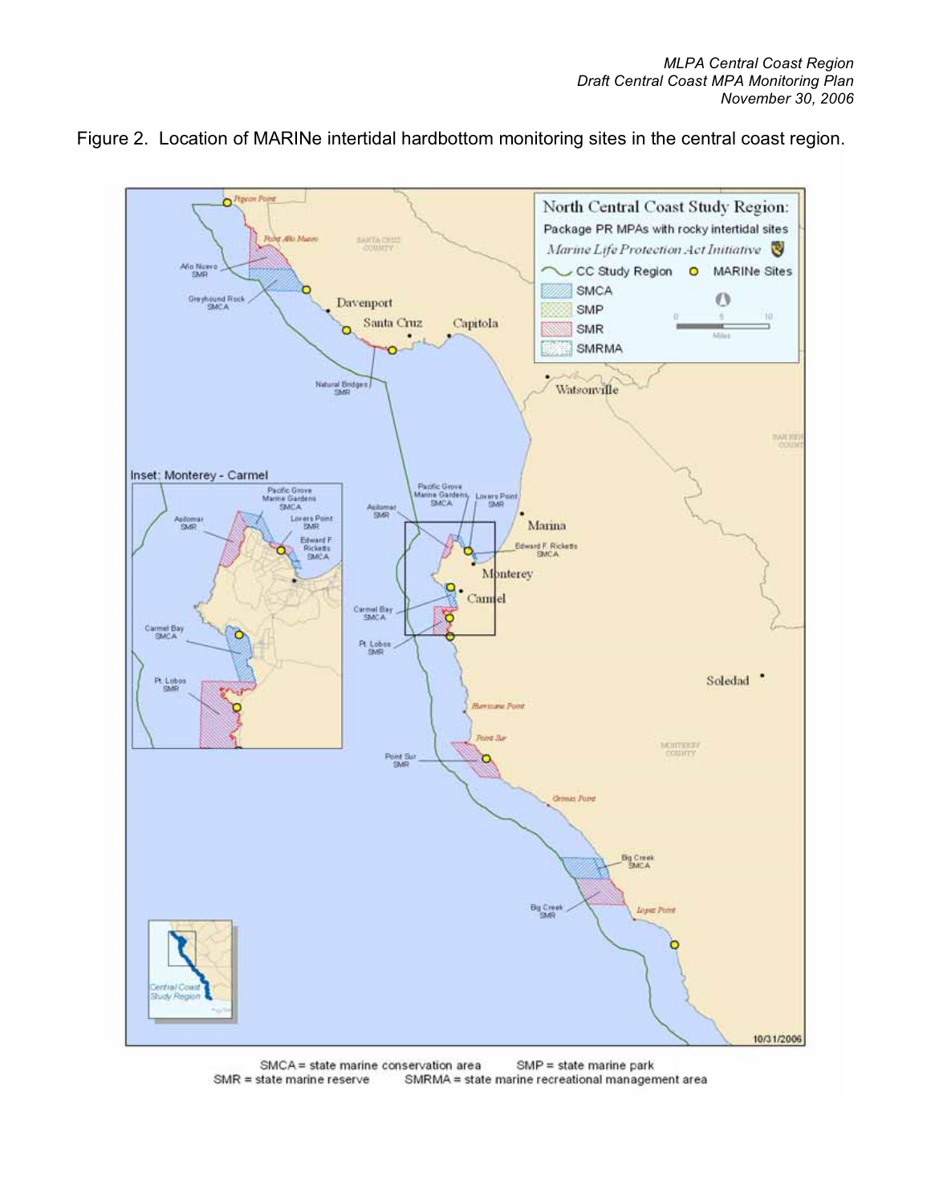Figure 2. Location of MARINe intertidal hardbottom monitoring sites in the central coast region.

SMCA = state marine conservation area SMP = state marine park
SMR = state marine reserve SMRMA = state marine recreational management area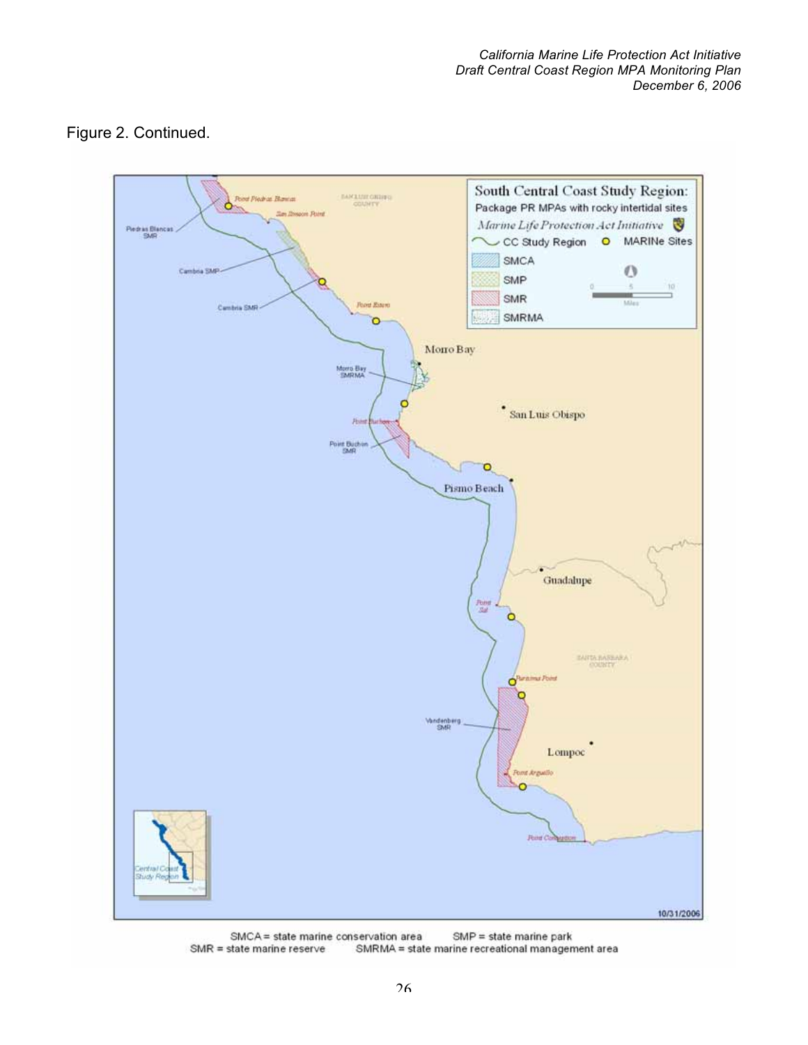Figure 2. Continued.

SMCA = state marine conservation area SMP = state marine park
SMR = state marine reserve SMRMA = state marine recreational management area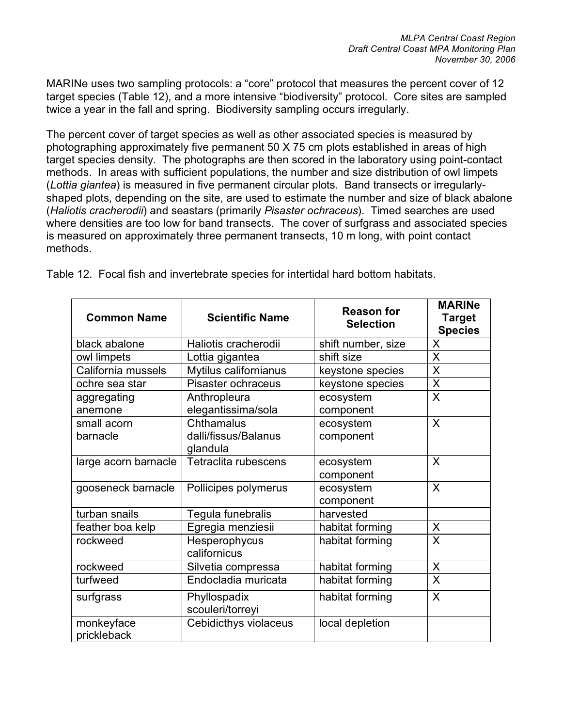MARINe uses two sampling protocols: a "core" protocol that measures the percent cover of 12 target species (Table 12), and a more intensive "biodiversity" protocol. Core sites are sampled twice a year in the fall and spring. Biodiversity sampling occurs irregularly.

The percent cover of target species as well as other associated species is measured by photographing approximately five permanent 50 X 75 cm plots established in areas of high target species density. The photographs are then scored in the laboratory using point-contact methods. In areas with sufficient populations, the number and size distribution of owl limpets (*Lottia giantea*) is measured in five permanent circular plots. Band transects or irregularly-shaped plots, depending on the site, are used to estimate the number and size of black abalone (*Haliotis cracherodii*) and seastars (primarily *Pisaster ochraceus*). Timed searches are used where densities are too low for band transects. The cover of surfgrass and associated species is measured on approximately three permanent transects, 10 m long, with point contact methods.

Table 12. Focal fish and invertebrate species for intertidal hard bottom habitats.

| Common Name | Scientific Name | Reason for Selection | MARINe Target Species |
|---|---|---|---|
| black abalone | Haliotis cracherodii | shift number, size | X |
| owl limpets | Lottia gigantea | shift size | X |
| California mussels | Mytilus californianus | keystone species | X |
| ochre sea star | Pisaster ochraceus | keystone species | X |
| aggregating anemone | Anthropleura elegantissima/sola | ecosystem component | X |
| small acorn barnacle | Chthamalus dalli/fissus/Balanus glandula | ecosystem component | X |
| large acorn barnacle | Tetraclita rubescens | ecosystem component | X |
| gooseneck barnacle | Pollicipes polymerus | ecosystem component | X |
| turban snails | Tegula funebralis | harvested | |
| feather boa kelp | Egregia menziesii | habitat forming | X |
| rockweed | Hesperophycus californicus | habitat forming | X |
| rockweed | Silvetia compressa | habitat forming | X |
| turfweed | Endocladia muricata | habitat forming | X |
| surfgrass | Phyllospadix scouleri/torreyi | habitat forming | X |
| monkeyface prickleback | Cebidicthys violaceus | local depletion | |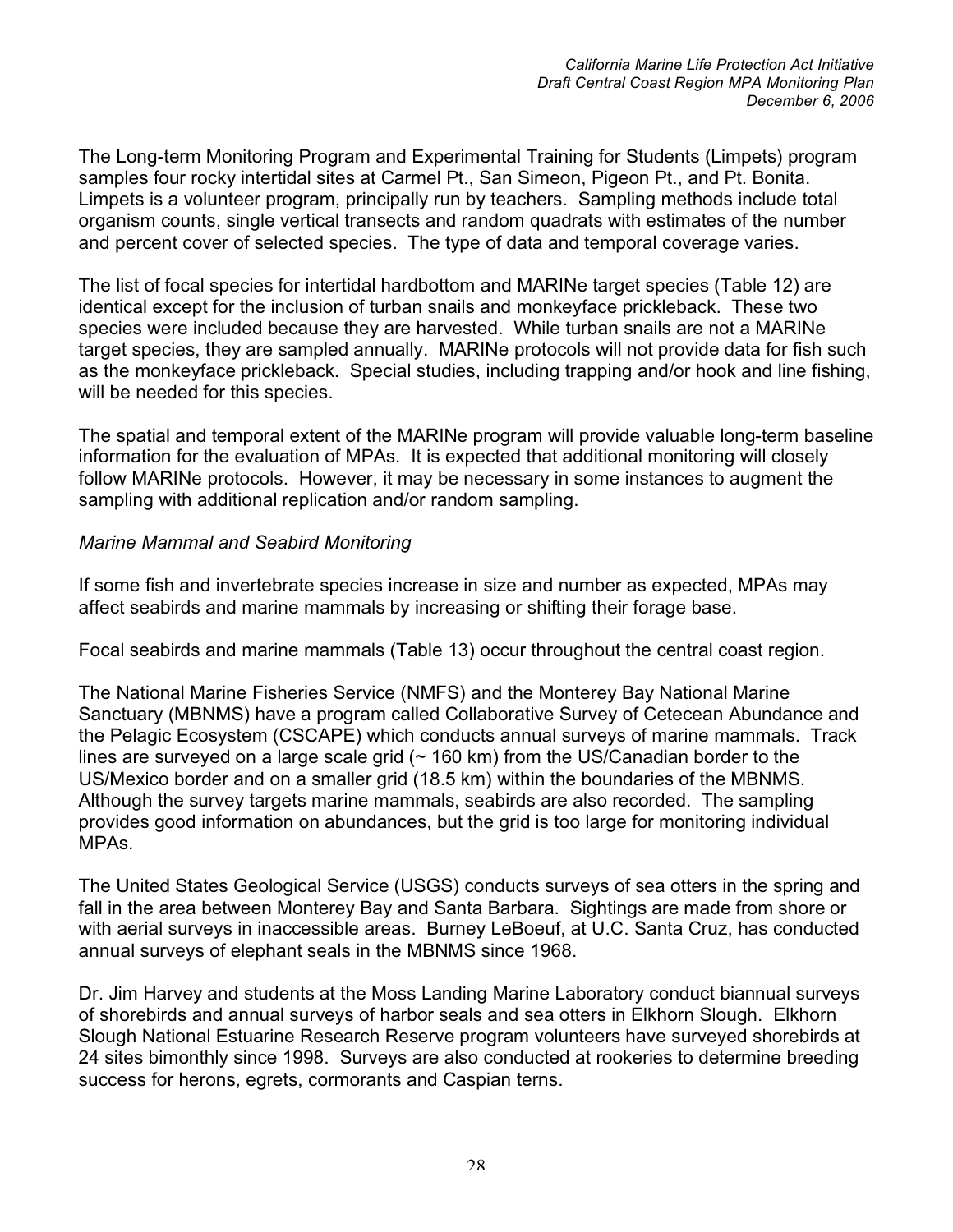The Long-term Monitoring Program and Experimental Training for Students (Limpets) program samples four rocky intertidal sites at Carmel Pt., San Simeon, Pigeon Pt., and Pt. Bonita. Limpets is a volunteer program, principally run by teachers. Sampling methods include total organism counts, single vertical transects and random quadrats with estimates of the number and percent cover of selected species. The type of data and temporal coverage varies.

The list of focal species for intertidal hardbottom and MARINe target species (Table 12) are identical except for the inclusion of turban snails and monkeyface prickleback. These two species were included because they are harvested. While turban snails are not a MARINe target species, they are sampled annually. MARINe protocols will not provide data for fish such as the monkeyface prickleback. Special studies, including trapping and/or hook and line fishing, will be needed for this species.

The spatial and temporal extent of the MARINe program will provide valuable long-term baseline information for the evaluation of MPAs. It is expected that additional monitoring will closely follow MARINe protocols. However, it may be necessary in some instances to augment the sampling with additional replication and/or random sampling.

*Marine Mammal and Seabird Monitoring*

If some fish and invertebrate species increase in size and number as expected, MPAs may affect seabirds and marine mammals by increasing or shifting their forage base.

Focal seabirds and marine mammals (Table 13) occur throughout the central coast region.

The National Marine Fisheries Service (NMFS) and the Monterey Bay National Marine Sanctuary (MBNMS) have a program called Collaborative Survey of Cetecean Abundance and the Pelagic Ecosystem (CSCAPE) which conducts annual surveys of marine mammals. Track lines are surveyed on a large scale grid (~ 160 km) from the US/Canadian border to the US/Mexico border and on a smaller grid (18.5 km) within the boundaries of the MBNMS. Although the survey targets marine mammals, seabirds are also recorded. The sampling provides good information on abundances, but the grid is too large for monitoring individual MPAs.

The United States Geological Service (USGS) conducts surveys of sea otters in the spring and fall in the area between Monterey Bay and Santa Barbara. Sightings are made from shore or with aerial surveys in inaccessible areas. Burney LeBoeuf, at U.C. Santa Cruz, has conducted annual surveys of elephant seals in the MBNMS since 1968.

Dr. Jim Harvey and students at the Moss Landing Marine Laboratory conduct biannual surveys of shorebirds and annual surveys of harbor seals and sea otters in Elkhorn Slough. Elkhorn Slough National Estuarine Research Reserve program volunteers have surveyed shorebirds at 24 sites bimonthly since 1998. Surveys are also conducted at rookeries to determine breeding success for herons, egrets, cormorants and Caspian terns.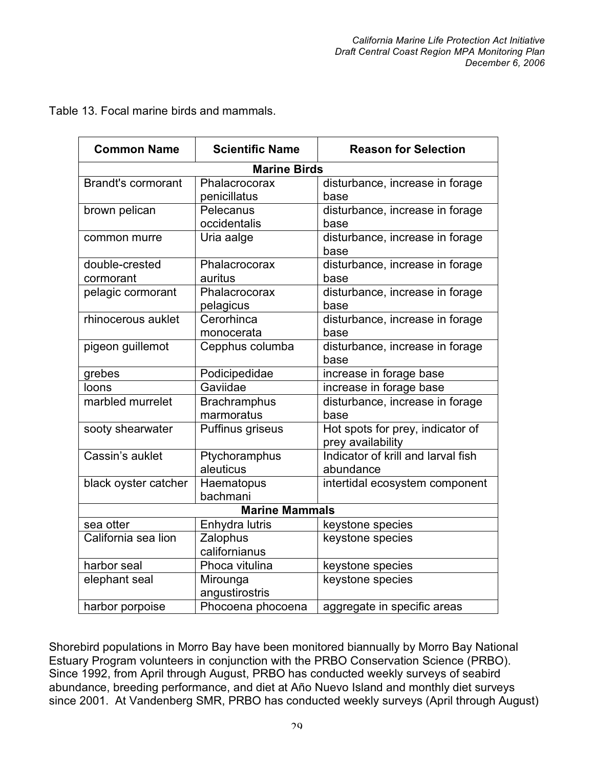Table 13. Focal marine birds and mammals.

| Common Name | Scientific Name | Reason for Selection |
|---|---|---|
| **Marine Birds** | | |
| Brandt's cormorant | Phalacrocorax penicillatus | disturbance, increase in forage base |
| brown pelican | Pelecanus occidentalis | disturbance, increase in forage base |
| common murre | Uria aalge | disturbance, increase in forage base |
| double-crested cormorant | Phalacrocorax auritus | disturbance, increase in forage base |
| pelagic cormorant | Phalacrocorax pelagicus | disturbance, increase in forage base |
| rhinocerous auklet | Cerorhinca monocerata | disturbance, increase in forage base |
| pigeon guillemot | Cepphus columba | disturbance, increase in forage base |
| grebes | Podicipedidae | increase in forage base |
| loons | Gaviidae | increase in forage base |
| marbled murrelet | Brachramphus marmoratus | disturbance, increase in forage base |
| sooty shearwater | Puffinus griseus | Hot spots for prey, indicator of prey availability |
| Cassin's auklet | Ptychoramphus aleuticus | Indicator of krill and larval fish abundance |
| black oyster catcher | Haematopus bachmani | intertidal ecosystem component |
| **Marine Mammals** | | |
| sea otter | Enhydra lutris | keystone species |
| California sea lion | Zalophus californianus | keystone species |
| harbor seal | Phoca vitulina | keystone species |
| elephant seal | Mirounga angustirostris | keystone species |
| harbor porpoise | Phocoena phocoena | aggregate in specific areas |

Shorebird populations in Morro Bay have been monitored biannually by Morro Bay National Estuary Program volunteers in conjunction with the PRBO Conservation Science (PRBO). Since 1992, from April through August, PRBO has conducted weekly surveys of seabird abundance, breeding performance, and diet at Año Nuevo Island and monthly diet surveys since 2001. At Vandenberg SMR, PRBO has conducted weekly surveys (April through August)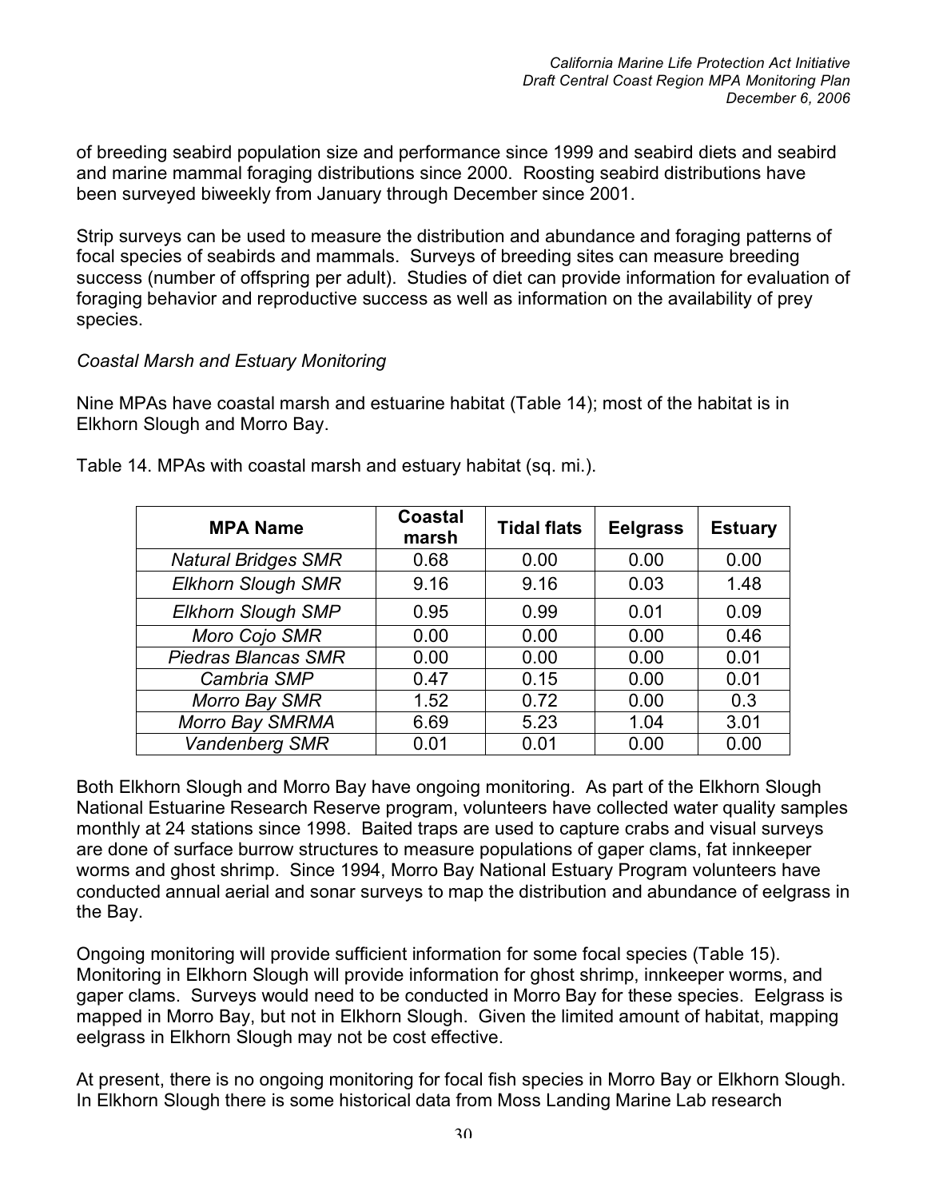of breeding seabird population size and performance since 1999 and seabird diets and seabird and marine mammal foraging distributions since 2000. Roosting seabird distributions have been surveyed biweekly from January through December since 2001.

Strip surveys can be used to measure the distribution and abundance and foraging patterns of focal species of seabirds and mammals. Surveys of breeding sites can measure breeding success (number of offspring per adult). Studies of diet can provide information for evaluation of foraging behavior and reproductive success as well as information on the availability of prey species.

*Coastal Marsh and Estuary Monitoring*

Nine MPAs have coastal marsh and estuarine habitat (Table 14); most of the habitat is in Elkhorn Slough and Morro Bay.

Table 14. MPAs with coastal marsh and estuary habitat (sq. mi.).

| MPA Name | Coastal marsh | Tidal flats | Eelgrass | Estuary |
|---|---|---|---|---|
| *Natural Bridges SMR* | 0.68 | 0.00 | 0.00 | 0.00 |
| *Elkhorn Slough SMR* | 9.16 | 9.16 | 0.03 | 1.48 |
| *Elkhorn Slough SMP* | 0.95 | 0.99 | 0.01 | 0.09 |
| *Moro Cojo SMR* | 0.00 | 0.00 | 0.00 | 0.46 |
| *Piedras Blancas SMR* | 0.00 | 0.00 | 0.00 | 0.01 |
| *Cambria SMP* | 0.47 | 0.15 | 0.00 | 0.01 |
| *Morro Bay SMR* | 1.52 | 0.72 | 0.00 | 0.3 |
| *Morro Bay SMRMA* | 6.69 | 5.23 | 1.04 | 3.01 |
| *Vandenberg SMR* | 0.01 | 0.01 | 0.00 | 0.00 |

Both Elkhorn Slough and Morro Bay have ongoing monitoring. As part of the Elkhorn Slough National Estuarine Research Reserve program, volunteers have collected water quality samples monthly at 24 stations since 1998. Baited traps are used to capture crabs and visual surveys are done of surface burrow structures to measure populations of gaper clams, fat innkeeper worms and ghost shrimp. Since 1994, Morro Bay National Estuary Program volunteers have conducted annual aerial and sonar surveys to map the distribution and abundance of eelgrass in the Bay.

Ongoing monitoring will provide sufficient information for some focal species (Table 15). Monitoring in Elkhorn Slough will provide information for ghost shrimp, innkeeper worms, and gaper clams. Surveys would need to be conducted in Morro Bay for these species. Eelgrass is mapped in Morro Bay, but not in Elkhorn Slough. Given the limited amount of habitat, mapping eelgrass in Elkhorn Slough may not be cost effective.

At present, there is no ongoing monitoring for focal fish species in Morro Bay or Elkhorn Slough. In Elkhorn Slough there is some historical data from Moss Landing Marine Lab research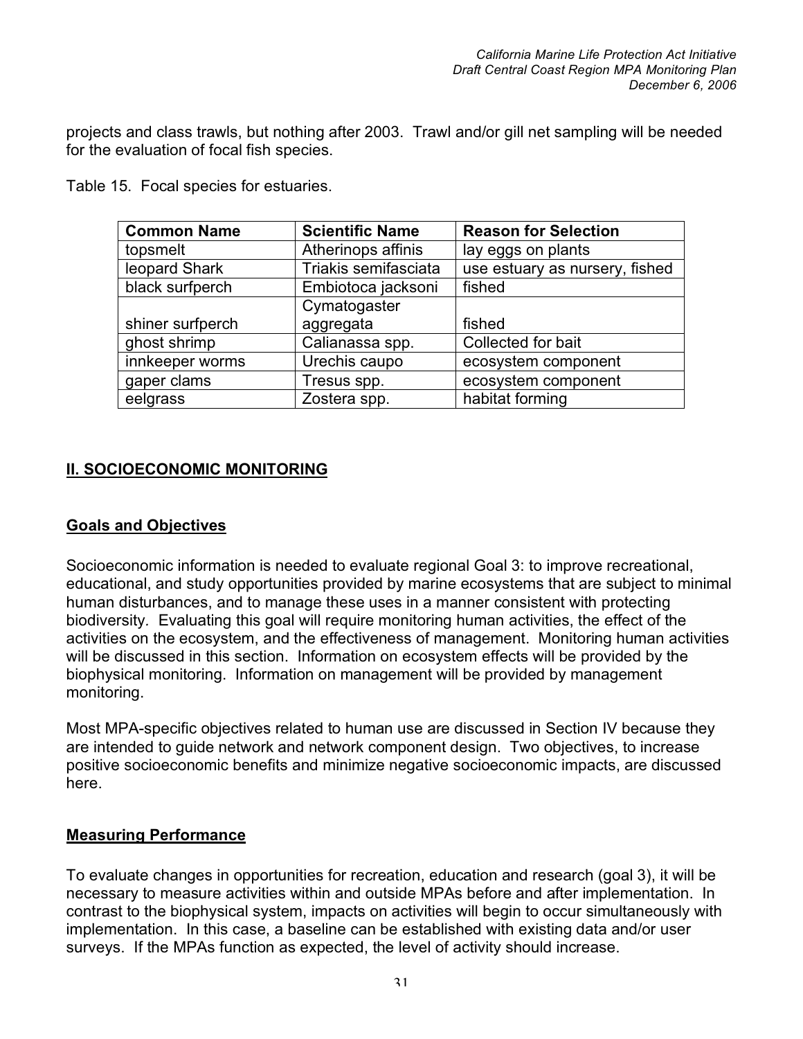projects and class trawls, but nothing after 2003. Trawl and/or gill net sampling will be needed for the evaluation of focal fish species.

Table 15. Focal species for estuaries.

| Common Name | Scientific Name | Reason for Selection |
|---|---|---|
| topsmelt | Atherinops affinis | lay eggs on plants |
| leopard Shark | Triakis semifasciata | use estuary as nursery, fished |
| black surfperch | Embiotoca jacksoni | fished |
| shiner surfperch | Cymatogaster aggregata | fished |
| ghost shrimp | Calianassa spp. | Collected for bait |
| innkeeper worms | Urechis caupo | ecosystem component |
| gaper clams | Tresus spp. | ecosystem component |
| eelgrass | Zostera spp. | habitat forming |

## II. SOCIOECONOMIC MONITORING

### Goals and Objectives

Socioeconomic information is needed to evaluate regional Goal 3: to improve recreational, educational, and study opportunities provided by marine ecosystems that are subject to minimal human disturbances, and to manage these uses in a manner consistent with protecting biodiversity. Evaluating this goal will require monitoring human activities, the effect of the activities on the ecosystem, and the effectiveness of management. Monitoring human activities will be discussed in this section. Information on ecosystem effects will be provided by the biophysical monitoring. Information on management will be provided by management monitoring.

Most MPA-specific objectives related to human use are discussed in Section IV because they are intended to guide network and network component design. Two objectives, to increase positive socioeconomic benefits and minimize negative socioeconomic impacts, are discussed here.

### Measuring Performance

To evaluate changes in opportunities for recreation, education and research (goal 3), it will be necessary to measure activities within and outside MPAs before and after implementation. In contrast to the biophysical system, impacts on activities will begin to occur simultaneously with implementation. In this case, a baseline can be established with existing data and/or user surveys. If the MPAs function as expected, the level of activity should increase.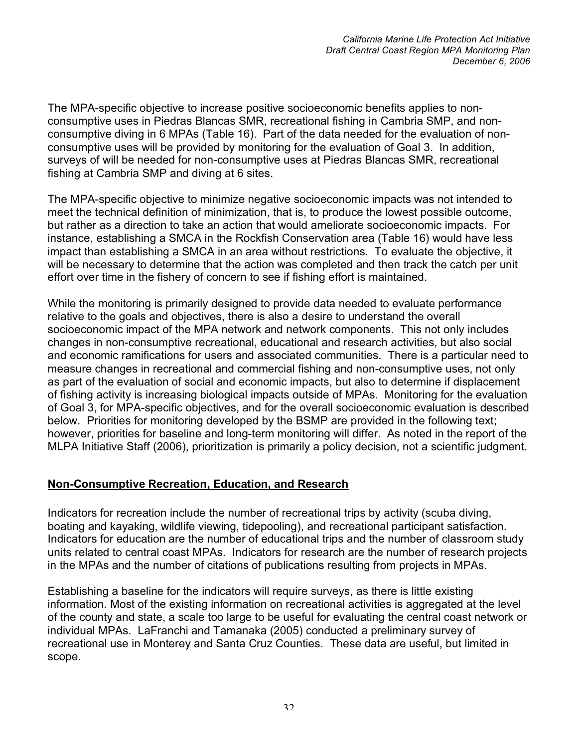The MPA-specific objective to increase positive socioeconomic benefits applies to non-consumptive uses in Piedras Blancas SMR, recreational fishing in Cambria SMP, and non-consumptive diving in 6 MPAs (Table 16). Part of the data needed for the evaluation of non-consumptive uses will be provided by monitoring for the evaluation of Goal 3. In addition, surveys of will be needed for non-consumptive uses at Piedras Blancas SMR, recreational fishing at Cambria SMP and diving at 6 sites.

The MPA-specific objective to minimize negative socioeconomic impacts was not intended to meet the technical definition of minimization, that is, to produce the lowest possible outcome, but rather as a direction to take an action that would ameliorate socioeconomic impacts. For instance, establishing a SMCA in the Rockfish Conservation area (Table 16) would have less impact than establishing a SMCA in an area without restrictions. To evaluate the objective, it will be necessary to determine that the action was completed and then track the catch per unit effort over time in the fishery of concern to see if fishing effort is maintained.

While the monitoring is primarily designed to provide data needed to evaluate performance relative to the goals and objectives, there is also a desire to understand the overall socioeconomic impact of the MPA network and network components. This not only includes changes in non-consumptive recreational, educational and research activities, but also social and economic ramifications for users and associated communities. There is a particular need to measure changes in recreational and commercial fishing and non-consumptive uses, not only as part of the evaluation of social and economic impacts, but also to determine if displacement of fishing activity is increasing biological impacts outside of MPAs. Monitoring for the evaluation of Goal 3, for MPA-specific objectives, and for the overall socioeconomic evaluation is described below. Priorities for monitoring developed by the BSMP are provided in the following text; however, priorities for baseline and long-term monitoring will differ. As noted in the report of the MLPA Initiative Staff (2006), prioritization is primarily a policy decision, not a scientific judgment.

## Non-Consumptive Recreation, Education, and Research

Indicators for recreation include the number of recreational trips by activity (scuba diving, boating and kayaking, wildlife viewing, tidepooling), and recreational participant satisfaction. Indicators for education are the number of educational trips and the number of classroom study units related to central coast MPAs. Indicators for research are the number of research projects in the MPAs and the number of citations of publications resulting from projects in MPAs.

Establishing a baseline for the indicators will require surveys, as there is little existing information. Most of the existing information on recreational activities is aggregated at the level of the county and state, a scale too large to be useful for evaluating the central coast network or individual MPAs. LaFranchi and Tamanaka (2005) conducted a preliminary survey of recreational use in Monterey and Santa Cruz Counties. These data are useful, but limited in scope.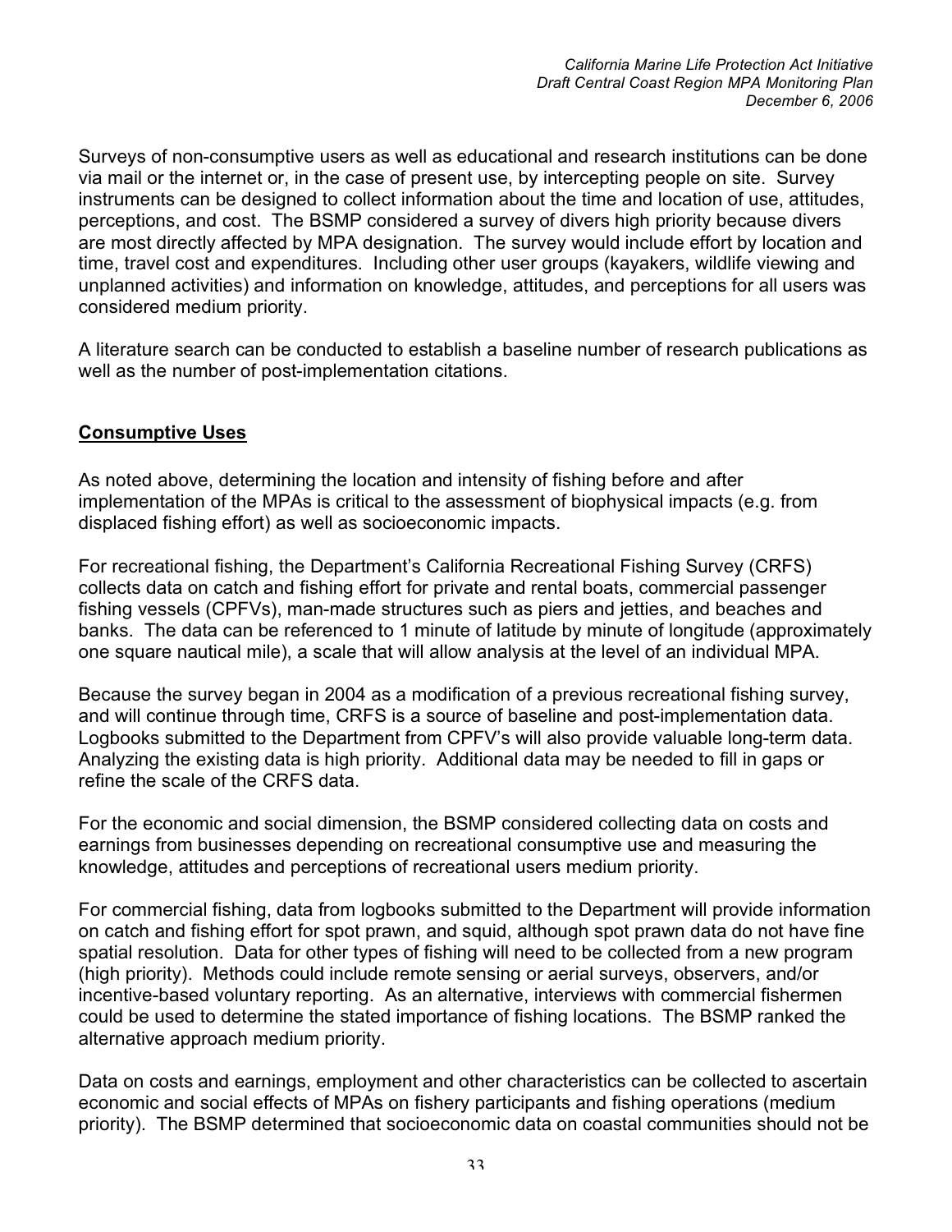Surveys of non-consumptive users as well as educational and research institutions can be done via mail or the internet or, in the case of present use, by intercepting people on site. Survey instruments can be designed to collect information about the time and location of use, attitudes, perceptions, and cost. The BSMP considered a survey of divers high priority because divers are most directly affected by MPA designation. The survey would include effort by location and time, travel cost and expenditures. Including other user groups (kayakers, wildlife viewing and unplanned activities) and information on knowledge, attitudes, and perceptions for all users was considered medium priority.

A literature search can be conducted to establish a baseline number of research publications as well as the number of post-implementation citations.

## Consumptive Uses

As noted above, determining the location and intensity of fishing before and after implementation of the MPAs is critical to the assessment of biophysical impacts (e.g. from displaced fishing effort) as well as socioeconomic impacts.

For recreational fishing, the Department's California Recreational Fishing Survey (CRFS) collects data on catch and fishing effort for private and rental boats, commercial passenger fishing vessels (CPFVs), man-made structures such as piers and jetties, and beaches and banks. The data can be referenced to 1 minute of latitude by minute of longitude (approximately one square nautical mile), a scale that will allow analysis at the level of an individual MPA.

Because the survey began in 2004 as a modification of a previous recreational fishing survey, and will continue through time, CRFS is a source of baseline and post-implementation data. Logbooks submitted to the Department from CPFV's will also provide valuable long-term data. Analyzing the existing data is high priority. Additional data may be needed to fill in gaps or refine the scale of the CRFS data.

For the economic and social dimension, the BSMP considered collecting data on costs and earnings from businesses depending on recreational consumptive use and measuring the knowledge, attitudes and perceptions of recreational users medium priority.

For commercial fishing, data from logbooks submitted to the Department will provide information on catch and fishing effort for spot prawn, and squid, although spot prawn data do not have fine spatial resolution. Data for other types of fishing will need to be collected from a new program (high priority). Methods could include remote sensing or aerial surveys, observers, and/or incentive-based voluntary reporting. As an alternative, interviews with commercial fishermen could be used to determine the stated importance of fishing locations. The BSMP ranked the alternative approach medium priority.

Data on costs and earnings, employment and other characteristics can be collected to ascertain economic and social effects of MPAs on fishery participants and fishing operations (medium priority). The BSMP determined that socioeconomic data on coastal communities should not be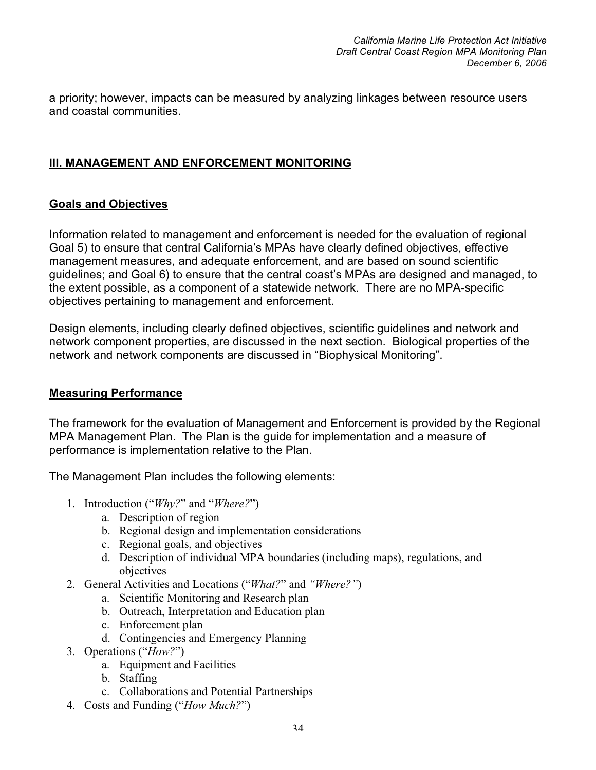a priority; however, impacts can be measured by analyzing linkages between resource users and coastal communities.

## III. MANAGEMENT AND ENFORCEMENT MONITORING

### Goals and Objectives

Information related to management and enforcement is needed for the evaluation of regional Goal 5) to ensure that central California's MPAs have clearly defined objectives, effective management measures, and adequate enforcement, and are based on sound scientific guidelines; and Goal 6) to ensure that the central coast's MPAs are designed and managed, to the extent possible, as a component of a statewide network. There are no MPA-specific objectives pertaining to management and enforcement.

Design elements, including clearly defined objectives, scientific guidelines and network and network component properties, are discussed in the next section. Biological properties of the network and network components are discussed in "Biophysical Monitoring".

### Measuring Performance

The framework for the evaluation of Management and Enforcement is provided by the Regional MPA Management Plan. The Plan is the guide for implementation and a measure of performance is implementation relative to the Plan.

The Management Plan includes the following elements:

1. Introduction ("*Why?*" and "*Where?*")
   a. Description of region
   b. Regional design and implementation considerations
   c. Regional goals, and objectives
   d. Description of individual MPA boundaries (including maps), regulations, and objectives
2. General Activities and Locations ("*What?*" and *"Where?"*)
   a. Scientific Monitoring and Research plan
   b. Outreach, Interpretation and Education plan
   c. Enforcement plan
   d. Contingencies and Emergency Planning
3. Operations ("*How?*")
   a. Equipment and Facilities
   b. Staffing
   c. Collaborations and Potential Partnerships
4. Costs and Funding ("*How Much?*")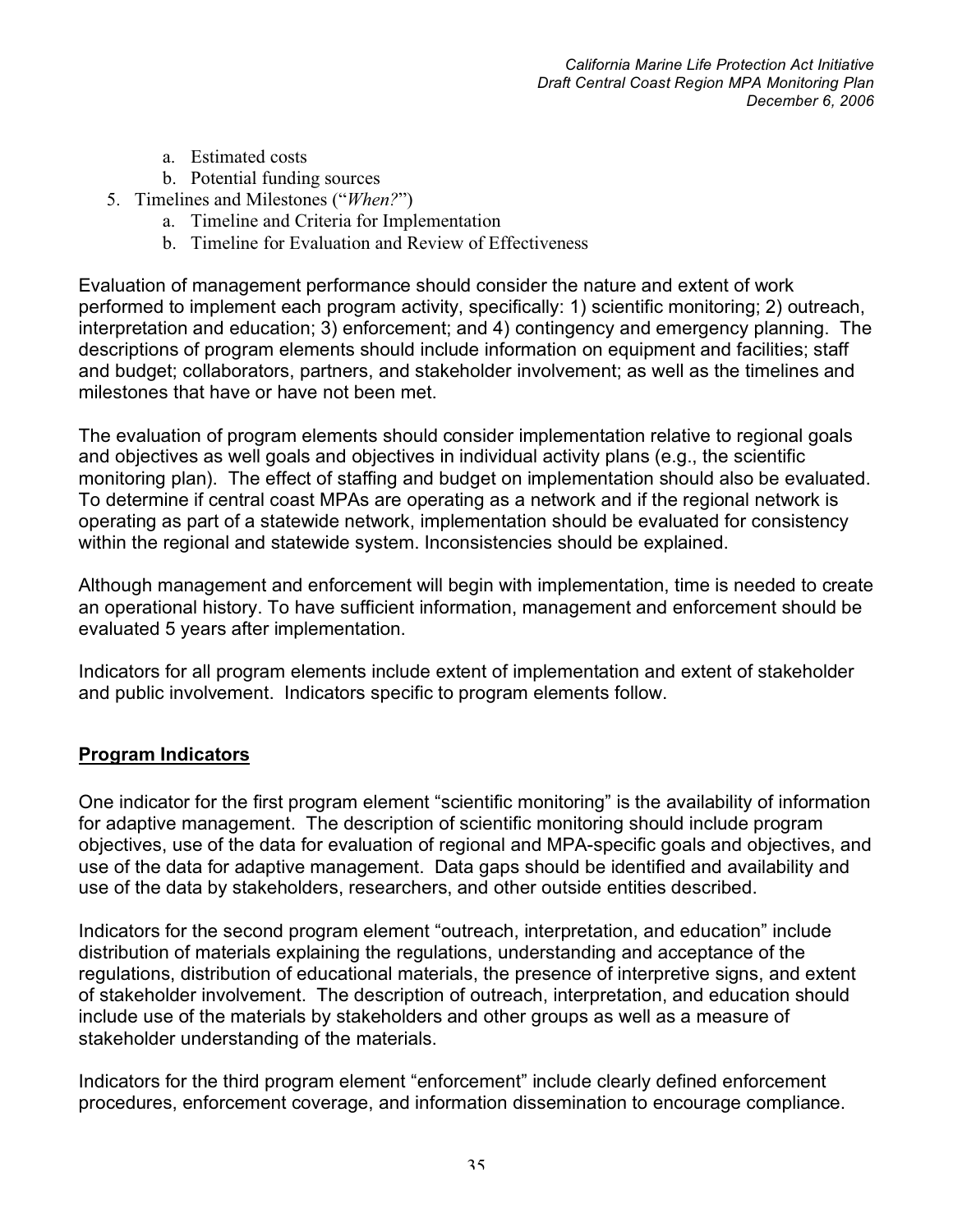a. Estimated costs
   b. Potential funding sources
5. Timelines and Milestones ("*When?*")
   a. Timeline and Criteria for Implementation
   b. Timeline for Evaluation and Review of Effectiveness

Evaluation of management performance should consider the nature and extent of work performed to implement each program activity, specifically: 1) scientific monitoring; 2) outreach, interpretation and education; 3) enforcement; and 4) contingency and emergency planning. The descriptions of program elements should include information on equipment and facilities; staff and budget; collaborators, partners, and stakeholder involvement; as well as the timelines and milestones that have or have not been met.

The evaluation of program elements should consider implementation relative to regional goals and objectives as well goals and objectives in individual activity plans (e.g., the scientific monitoring plan). The effect of staffing and budget on implementation should also be evaluated. To determine if central coast MPAs are operating as a network and if the regional network is operating as part of a statewide network, implementation should be evaluated for consistency within the regional and statewide system. Inconsistencies should be explained.

Although management and enforcement will begin with implementation, time is needed to create an operational history. To have sufficient information, management and enforcement should be evaluated 5 years after implementation.

Indicators for all program elements include extent of implementation and extent of stakeholder and public involvement. Indicators specific to program elements follow.

## Program Indicators

One indicator for the first program element "scientific monitoring" is the availability of information for adaptive management. The description of scientific monitoring should include program objectives, use of the data for evaluation of regional and MPA-specific goals and objectives, and use of the data for adaptive management. Data gaps should be identified and availability and use of the data by stakeholders, researchers, and other outside entities described.

Indicators for the second program element "outreach, interpretation, and education" include distribution of materials explaining the regulations, understanding and acceptance of the regulations, distribution of educational materials, the presence of interpretive signs, and extent of stakeholder involvement. The description of outreach, interpretation, and education should include use of the materials by stakeholders and other groups as well as a measure of stakeholder understanding of the materials.

Indicators for the third program element "enforcement" include clearly defined enforcement procedures, enforcement coverage, and information dissemination to encourage compliance.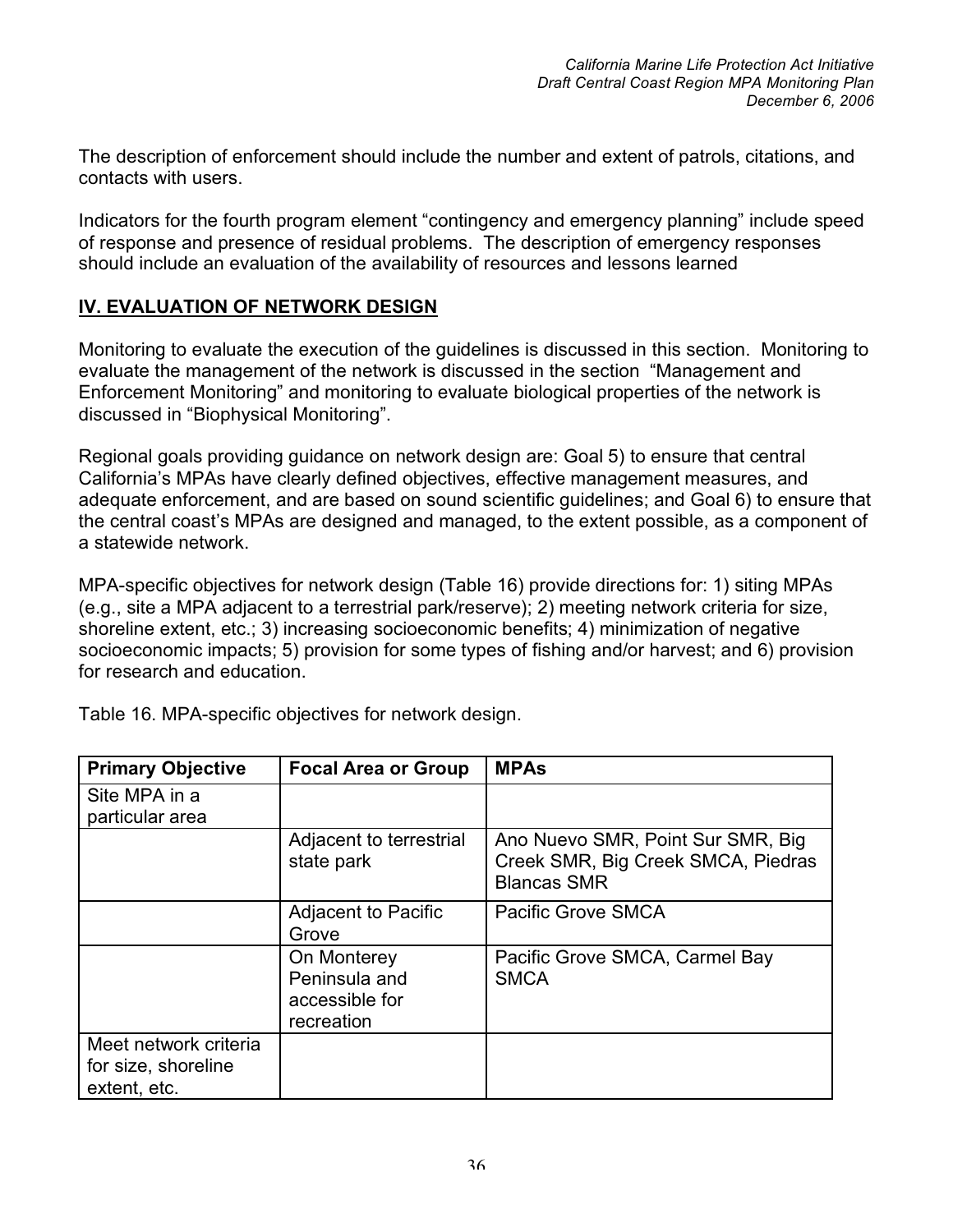The description of enforcement should include the number and extent of patrols, citations, and contacts with users.

Indicators for the fourth program element “contingency and emergency planning” include speed of response and presence of residual problems. The description of emergency responses should include an evaluation of the availability of resources and lessons learned

## IV. EVALUATION OF NETWORK DESIGN

Monitoring to evaluate the execution of the guidelines is discussed in this section. Monitoring to evaluate the management of the network is discussed in the section “Management and Enforcement Monitoring” and monitoring to evaluate biological properties of the network is discussed in “Biophysical Monitoring”.

Regional goals providing guidance on network design are: Goal 5) to ensure that central California’s MPAs have clearly defined objectives, effective management measures, and adequate enforcement, and are based on sound scientific guidelines; and Goal 6) to ensure that the central coast’s MPAs are designed and managed, to the extent possible, as a component of a statewide network.

MPA-specific objectives for network design (Table 16) provide directions for: 1) siting MPAs (e.g., site a MPA adjacent to a terrestrial park/reserve); 2) meeting network criteria for size, shoreline extent, etc.; 3) increasing socioeconomic benefits; 4) minimization of negative socioeconomic impacts; 5) provision for some types of fishing and/or harvest; and 6) provision for research and education.

Table 16. MPA-specific objectives for network design.

| Primary Objective | Focal Area or Group | MPAs |
|---|---|---|
| Site MPA in a particular area | | |
| | Adjacent to terrestrial state park | Ano Nuevo SMR, Point Sur SMR, Big Creek SMR, Big Creek SMCA, Piedras Blancas SMR |
| | Adjacent to Pacific Grove | Pacific Grove SMCA |
| | On Monterey Peninsula and accessible for recreation | Pacific Grove SMCA, Carmel Bay SMCA |
| Meet network criteria for size, shoreline extent, etc. | | |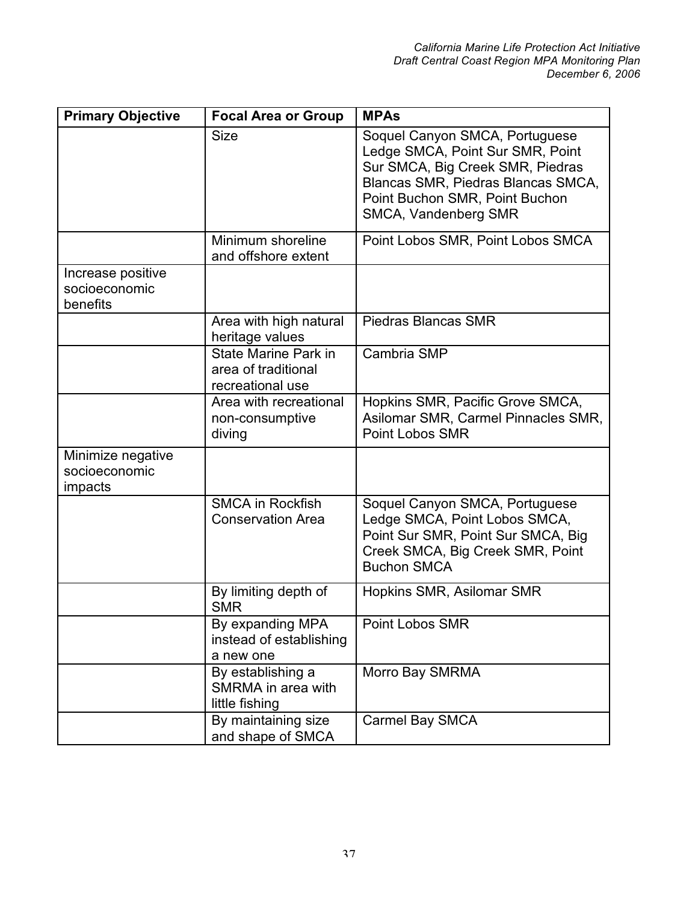| Primary Objective | Focal Area or Group | MPAs |
|---|---|---|
| | Size | Soquel Canyon SMCA, Portuguese Ledge SMCA, Point Sur SMR, Point Sur SMCA, Big Creek SMR, Piedras Blancas SMR, Piedras Blancas SMCA, Point Buchon SMR, Point Buchon SMCA, Vandenberg SMR |
| | Minimum shoreline and offshore extent | Point Lobos SMR, Point Lobos SMCA |
| Increase positive socioeconomic benefits | | |
| | Area with high natural heritage values | Piedras Blancas SMR |
| | State Marine Park in area of traditional recreational use | Cambria SMP |
| | Area with recreational non-consumptive diving | Hopkins SMR, Pacific Grove SMCA, Asilomar SMR, Carmel Pinnacles SMR, Point Lobos SMR |
| Minimize negative socioeconomic impacts | | |
| | SMCA in Rockfish Conservation Area | Soquel Canyon SMCA, Portuguese Ledge SMCA, Point Lobos SMCA, Point Sur SMR, Point Sur SMCA, Big Creek SMCA, Big Creek SMR, Point Buchon SMCA |
| | By limiting depth of SMR | Hopkins SMR, Asilomar SMR |
| | By expanding MPA instead of establishing a new one | Point Lobos SMR |
| | By establishing a SMRMA in area with little fishing | Morro Bay SMRMA |
| | By maintaining size and shape of SMCA | Carmel Bay SMCA |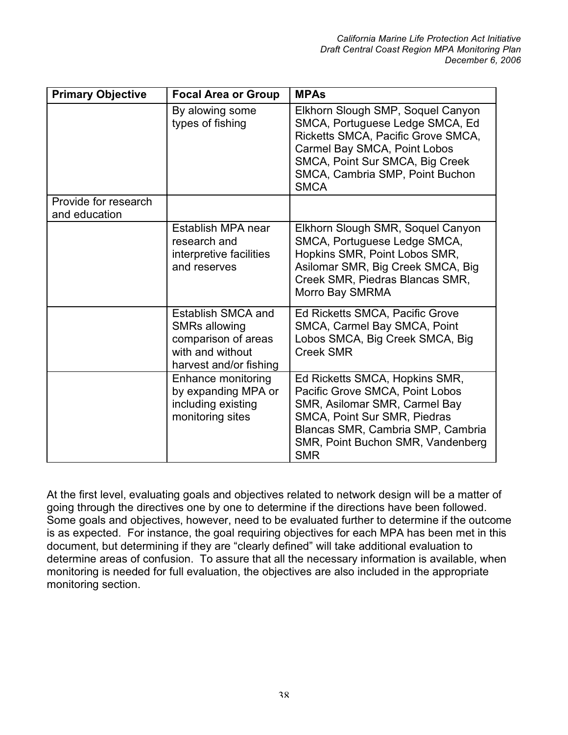| Primary Objective | Focal Area or Group | MPAs |
|---|---|---|
| | By alowing some types of fishing | Elkhorn Slough SMP, Soquel Canyon SMCA, Portuguese Ledge SMCA, Ed Ricketts SMCA, Pacific Grove SMCA, Carmel Bay SMCA, Point Lobos SMCA, Point Sur SMCA, Big Creek SMCA, Cambria SMP, Point Buchon SMCA |
| Provide for research and education | | |
| | Establish MPA near research and interpretive facilities and reserves | Elkhorn Slough SMR, Soquel Canyon SMCA, Portuguese Ledge SMCA, Hopkins SMR, Point Lobos SMR, Asilomar SMR, Big Creek SMCA, Big Creek SMR, Piedras Blancas SMR, Morro Bay SMRMA |
| | Establish SMCA and SMRs allowing comparison of areas with and without harvest and/or fishing | Ed Ricketts SMCA, Pacific Grove SMCA, Carmel Bay SMCA, Point Lobos SMCA, Big Creek SMCA, Big Creek SMR |
| | Enhance monitoring by expanding MPA or including existing monitoring sites | Ed Ricketts SMCA, Hopkins SMR, Pacific Grove SMCA, Point Lobos SMR, Asilomar SMR, Carmel Bay SMCA, Point Sur SMR, Piedras Blancas SMR, Cambria SMP, Cambria SMR, Point Buchon SMR, Vandenberg SMR |

At the first level, evaluating goals and objectives related to network design will be a matter of going through the directives one by one to determine if the directions have been followed. Some goals and objectives, however, need to be evaluated further to determine if the outcome is as expected. For instance, the goal requiring objectives for each MPA has been met in this document, but determining if they are "clearly defined" will take additional evaluation to determine areas of confusion. To assure that all the necessary information is available, when monitoring is needed for full evaluation, the objectives are also included in the appropriate monitoring section.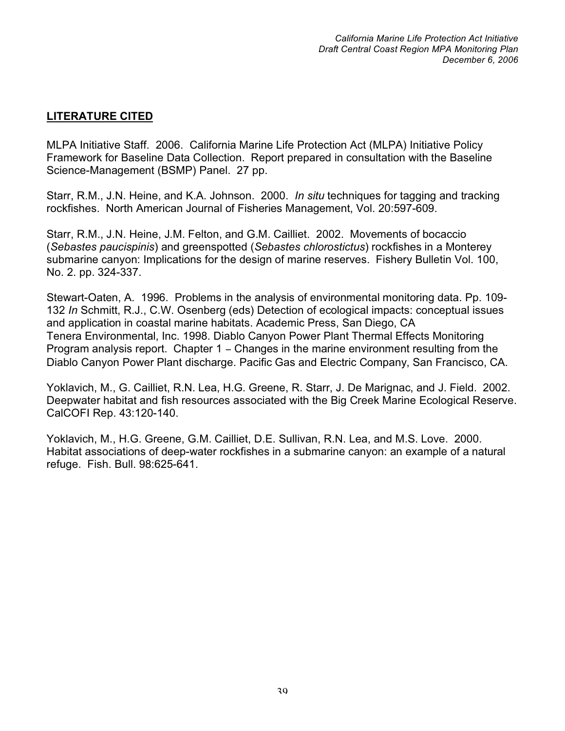## **LITERATURE CITED**

MLPA Initiative Staff. 2006. California Marine Life Protection Act (MLPA) Initiative Policy Framework for Baseline Data Collection. Report prepared in consultation with the Baseline Science-Management (BSMP) Panel. 27 pp.

Starr, R.M., J.N. Heine, and K.A. Johnson. 2000. *In situ* techniques for tagging and tracking rockfishes. North American Journal of Fisheries Management, Vol. 20:597-609.

Starr, R.M., J.N. Heine, J.M. Felton, and G.M. Cailliet. 2002. Movements of bocaccio (*Sebastes paucispinis*) and greenspotted (*Sebastes chlorostictus*) rockfishes in a Monterey submarine canyon: Implications for the design of marine reserves. Fishery Bulletin Vol. 100, No. 2. pp. 324-337.

Stewart-Oaten, A. 1996. Problems in the analysis of environmental monitoring data. Pp. 109-132 *In* Schmitt, R.J., C.W. Osenberg (eds) Detection of ecological impacts: conceptual issues and application in coastal marine habitats. Academic Press, San Diego, CA
Tenera Environmental, Inc. 1998. Diablo Canyon Power Plant Thermal Effects Monitoring Program analysis report. Chapter 1 – Changes in the marine environment resulting from the Diablo Canyon Power Plant discharge. Pacific Gas and Electric Company, San Francisco, CA.

Yoklavich, M., G. Cailliet, R.N. Lea, H.G. Greene, R. Starr, J. De Marignac, and J. Field. 2002. Deepwater habitat and fish resources associated with the Big Creek Marine Ecological Reserve. CalCOFI Rep. 43:120-140.

Yoklavich, M., H.G. Greene, G.M. Cailliet, D.E. Sullivan, R.N. Lea, and M.S. Love. 2000. Habitat associations of deep-water rockfishes in a submarine canyon: an example of a natural refuge. Fish. Bull. 98:625-641.